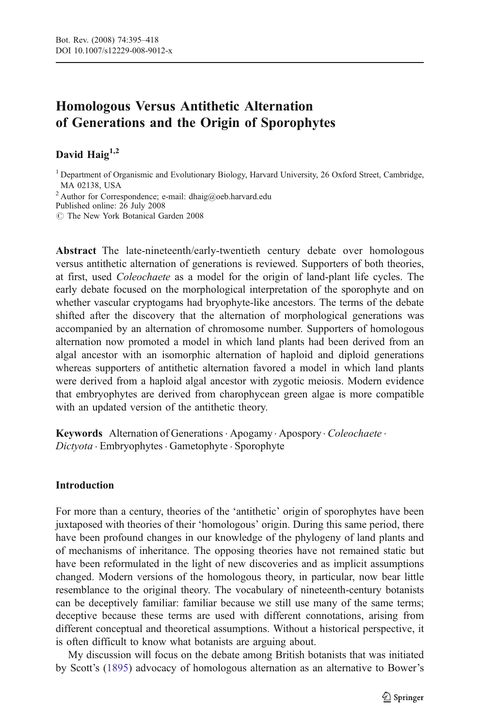# Homologous Versus Antithetic Alternation of Generations and the Origin of Sporophytes

**David Haig**[1,2]

[1] Department of Organismic and Evolutionary Biology, Harvard University, 26 Oxford Street, Cambridge, MA 02138, USA

[2] Author for Correspondence; e-mail: dhaig@oeb.harvard.edu

Published online: 26 July 2008

© The New York Botanical Garden 2008

**Abstract** The late-nineteenth/early-twentieth century debate over homologous versus antithetic alternation of generations is reviewed. Supporters of both theories, at first, used *Coleochaete* as a model for the origin of land-plant life cycles. The early debate focused on the morphological interpretation of the sporophyte and on whether vascular cryptogams had bryophyte-like ancestors. The terms of the debate shifted after the discovery that the alternation of morphological generations was accompanied by an alternation of chromosome number. Supporters of homologous alternation now promoted a model in which land plants had been derived from an algal ancestor with an isomorphic alternation of haploid and diploid generations whereas supporters of antithetic alternation favored a model in which land plants were derived from a haploid algal ancestor with zygotic meiosis. Modern evidence that embryophytes are derived from charophycean green algae is more compatible with an updated version of the antithetic theory.

**Keywords** Alternation of Generations · Apogamy · Apospory · *Coleochaete* · *Dictyota* · Embryophytes · Gametophyte · Sporophyte

## Introduction

For more than a century, theories of the 'antithetic' origin of sporophytes have been juxtaposed with theories of their 'homologous' origin. During this same period, there have been profound changes in our knowledge of the phylogeny of land plants and of mechanisms of inheritance. The opposing theories have not remained static but have been reformulated in the light of new discoveries and as implicit assumptions changed. Modern versions of the homologous theory, in particular, now bear little resemblance to the original theory. The vocabulary of nineteenth-century botanists can be deceptively familiar: familiar because we still use many of the same terms; deceptive because these terms are used with different connotations, arising from different conceptual and theoretical assumptions. Without a historical perspective, it is often difficult to know what botanists are arguing about.

My discussion will focus on the debate among British botanists that was initiated by Scott's (1895) advocacy of homologous alternation as an alternative to Bower's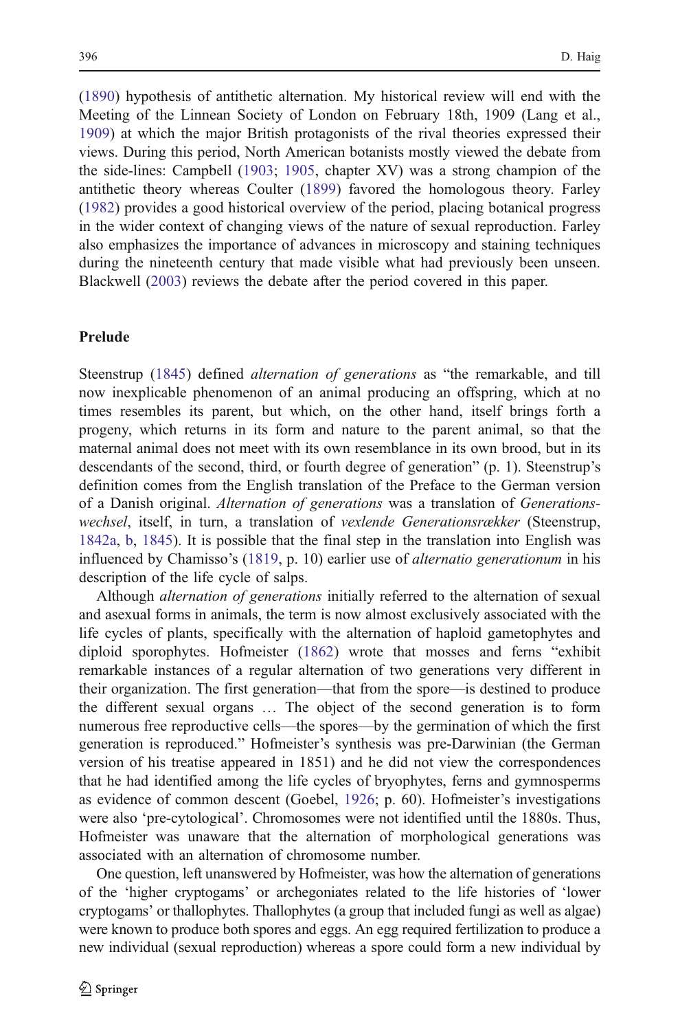(1890) hypothesis of antithetic alternation. My historical review will end with the Meeting of the Linnean Society of London on February 18th, 1909 (Lang et al., 1909) at which the major British protagonists of the rival theories expressed their views. During this period, North American botanists mostly viewed the debate from the side-lines: Campbell (1903; 1905, chapter XV) was a strong champion of the antithetic theory whereas Coulter (1899) favored the homologous theory. Farley (1982) provides a good historical overview of the period, placing botanical progress in the wider context of changing views of the nature of sexual reproduction. Farley also emphasizes the importance of advances in microscopy and staining techniques during the nineteenth century that made visible what had previously been unseen. Blackwell (2003) reviews the debate after the period covered in this paper.

## Prelude

Steenstrup (1845) defined *alternation of generations* as "the remarkable, and till now inexplicable phenomenon of an animal producing an offspring, which at no times resembles its parent, but which, on the other hand, itself brings forth a progeny, which returns in its form and nature to the parent animal, so that the maternal animal does not meet with its own resemblance in its own brood, but in its descendants of the second, third, or fourth degree of generation" (p. 1). Steenstrup's definition comes from the English translation of the Preface to the German version of a Danish original. *Alternation of generations* was a translation of *Generationswechsel*, itself, in turn, a translation of *vexlende Generationsrækker* (Steenstrup, 1842a, b, 1845). It is possible that the final step in the translation into English was influenced by Chamisso's (1819, p. 10) earlier use of *alternatio generationum* in his description of the life cycle of salps.

Although *alternation of generations* initially referred to the alternation of sexual and asexual forms in animals, the term is now almost exclusively associated with the life cycles of plants, specifically with the alternation of haploid gametophytes and diploid sporophytes. Hofmeister (1862) wrote that mosses and ferns "exhibit remarkable instances of a regular alternation of two generations very different in their organization. The first generation—that from the spore—is destined to produce the different sexual organs … The object of the second generation is to form numerous free reproductive cells—the spores—by the germination of which the first generation is reproduced." Hofmeister's synthesis was pre-Darwinian (the German version of his treatise appeared in 1851) and he did not view the correspondences that he had identified among the life cycles of bryophytes, ferns and gymnosperms as evidence of common descent (Goebel, 1926; p. 60). Hofmeister's investigations were also 'pre-cytological'. Chromosomes were not identified until the 1880s. Thus, Hofmeister was unaware that the alternation of morphological generations was associated with an alternation of chromosome number.

One question, left unanswered by Hofmeister, was how the alternation of generations of the 'higher cryptogams' or archegoniates related to the life histories of 'lower cryptogams' or thallophytes. Thallophytes (a group that included fungi as well as algae) were known to produce both spores and eggs. An egg required fertilization to produce a new individual (sexual reproduction) whereas a spore could form a new individual by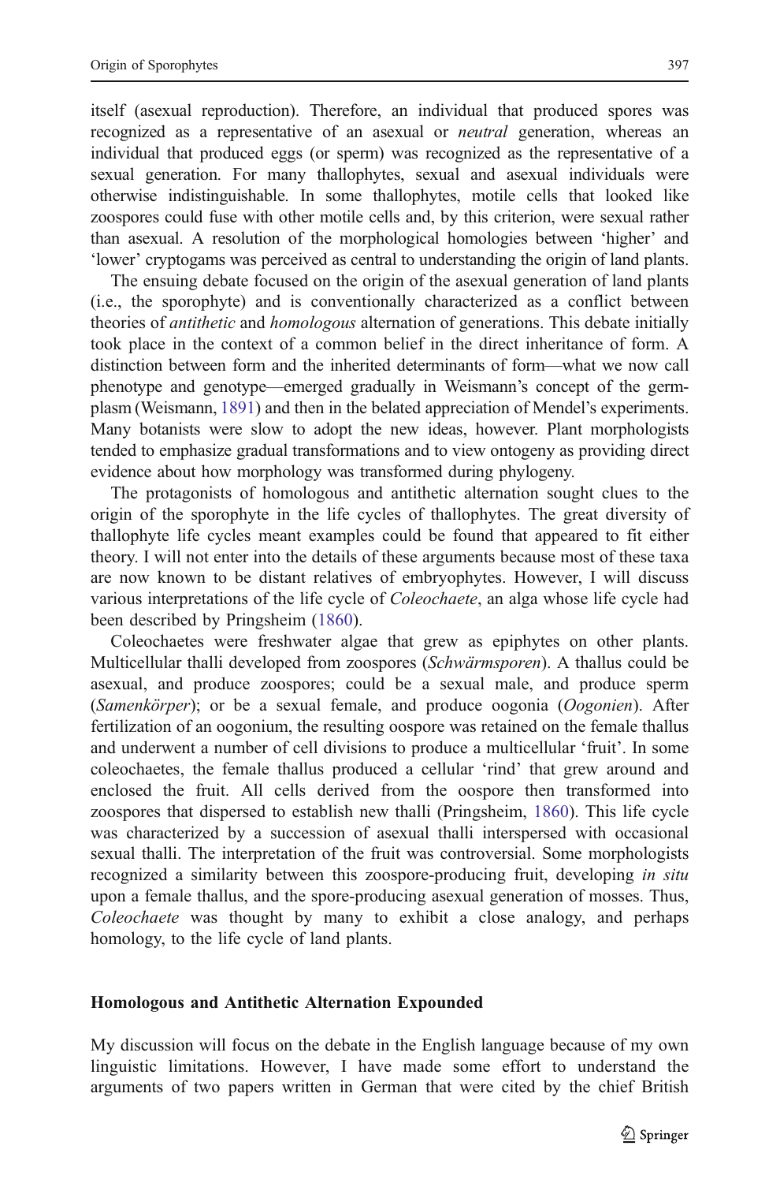itself (asexual reproduction). Therefore, an individual that produced spores was recognized as a representative of an asexual or *neutral* generation, whereas an individual that produced eggs (or sperm) was recognized as the representative of a sexual generation. For many thallophytes, sexual and asexual individuals were otherwise indistinguishable. In some thallophytes, motile cells that looked like zoospores could fuse with other motile cells and, by this criterion, were sexual rather than asexual. A resolution of the morphological homologies between 'higher' and 'lower' cryptogams was perceived as central to understanding the origin of land plants.

The ensuing debate focused on the origin of the asexual generation of land plants (i.e., the sporophyte) and is conventionally characterized as a conflict between theories of *antithetic* and *homologous* alternation of generations. This debate initially took place in the context of a common belief in the direct inheritance of form. A distinction between form and the inherited determinants of form—what we now call phenotype and genotype—emerged gradually in Weismann's concept of the germ-plasm (Weismann, 1891) and then in the belated appreciation of Mendel's experiments. Many botanists were slow to adopt the new ideas, however. Plant morphologists tended to emphasize gradual transformations and to view ontogeny as providing direct evidence about how morphology was transformed during phylogeny.

The protagonists of homologous and antithetic alternation sought clues to the origin of the sporophyte in the life cycles of thallophytes. The great diversity of thallophyte life cycles meant examples could be found that appeared to fit either theory. I will not enter into the details of these arguments because most of these taxa are now known to be distant relatives of embryophytes. However, I will discuss various interpretations of the life cycle of *Coleochaete*, an alga whose life cycle had been described by Pringsheim (1860).

Coleochaetes were freshwater algae that grew as epiphytes on other plants. Multicellular thalli developed from zoospores (*Schwärmsporen*). A thallus could be asexual, and produce zoospores; could be a sexual male, and produce sperm (*Samenkörper*); or be a sexual female, and produce oogonia (*Oogonien*). After fertilization of an oogonium, the resulting oospore was retained on the female thallus and underwent a number of cell divisions to produce a multicellular 'fruit'. In some coleochaetes, the female thallus produced a cellular 'rind' that grew around and enclosed the fruit. All cells derived from the oospore then transformed into zoospores that dispersed to establish new thalli (Pringsheim, 1860). This life cycle was characterized by a succession of asexual thalli interspersed with occasional sexual thalli. The interpretation of the fruit was controversial. Some morphologists recognized a similarity between this zoospore-producing fruit, developing *in situ* upon a female thallus, and the spore-producing asexual generation of mosses. Thus, *Coleochaete* was thought by many to exhibit a close analogy, and perhaps homology, to the life cycle of land plants.

## Homologous and Antithetic Alternation Expounded

My discussion will focus on the debate in the English language because of my own linguistic limitations. However, I have made some effort to understand the arguments of two papers written in German that were cited by the chief British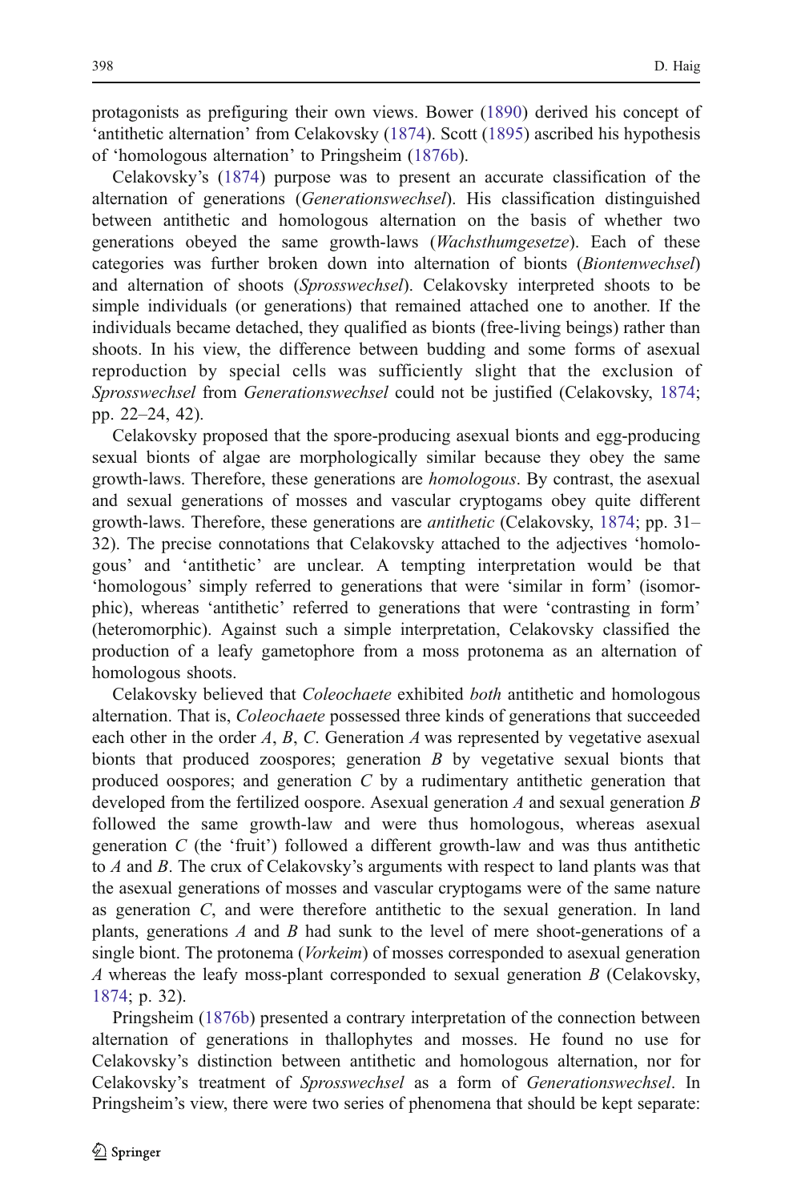protagonists as prefiguring their own views. Bower (1890) derived his concept of 'antithetic alternation' from Celakovsky (1874). Scott (1895) ascribed his hypothesis of 'homologous alternation' to Pringsheim (1876b).

Celakovsky's (1874) purpose was to present an accurate classification of the alternation of generations (*Generationswechsel*). His classification distinguished between antithetic and homologous alternation on the basis of whether two generations obeyed the same growth-laws (*Wachsthumgesetze*). Each of these categories was further broken down into alternation of bionts (*Biontenwechsel*) and alternation of shoots (*Sprosswechsel*). Celakovsky interpreted shoots to be simple individuals (or generations) that remained attached one to another. If the individuals became detached, they qualified as bionts (free-living beings) rather than shoots. In his view, the difference between budding and some forms of asexual reproduction by special cells was sufficiently slight that the exclusion of *Sprosswechsel* from *Generationswechsel* could not be justified (Celakovsky, 1874; pp. 22–24, 42).

Celakovsky proposed that the spore-producing asexual bionts and egg-producing sexual bionts of algae are morphologically similar because they obey the same growth-laws. Therefore, these generations are *homologous*. By contrast, the asexual and sexual generations of mosses and vascular cryptogams obey quite different growth-laws. Therefore, these generations are *antithetic* (Celakovsky, 1874; pp. 31–32). The precise connotations that Celakovsky attached to the adjectives 'homologous' and 'antithetic' are unclear. A tempting interpretation would be that 'homologous' simply referred to generations that were 'similar in form' (isomorphic), whereas 'antithetic' referred to generations that were 'contrasting in form' (heteromorphic). Against such a simple interpretation, Celakovsky classified the production of a leafy gametophore from a moss protonema as an alternation of homologous shoots.

Celakovsky believed that *Coleochaete* exhibited *both* antithetic and homologous alternation. That is, *Coleochaete* possessed three kinds of generations that succeeded each other in the order *A*, *B*, *C*. Generation *A* was represented by vegetative asexual bionts that produced zoospores; generation *B* by vegetative sexual bionts that produced oospores; and generation *C* by a rudimentary antithetic generation that developed from the fertilized oospore. Asexual generation *A* and sexual generation *B* followed the same growth-law and were thus homologous, whereas asexual generation *C* (the 'fruit') followed a different growth-law and was thus antithetic to *A* and *B*. The crux of Celakovsky's arguments with respect to land plants was that the asexual generations of mosses and vascular cryptogams were of the same nature as generation *C*, and were therefore antithetic to the sexual generation. In land plants, generations *A* and *B* had sunk to the level of mere shoot-generations of a single biont. The protonema (*Vorkeim*) of mosses corresponded to asexual generation *A* whereas the leafy moss-plant corresponded to sexual generation *B* (Celakovsky, 1874; p. 32).

Pringsheim (1876b) presented a contrary interpretation of the connection between alternation of generations in thallophytes and mosses. He found no use for Celakovsky's distinction between antithetic and homologous alternation, nor for Celakovsky's treatment of *Sprosswechsel* as a form of *Generationswechsel*. In Pringsheim's view, there were two series of phenomena that should be kept separate: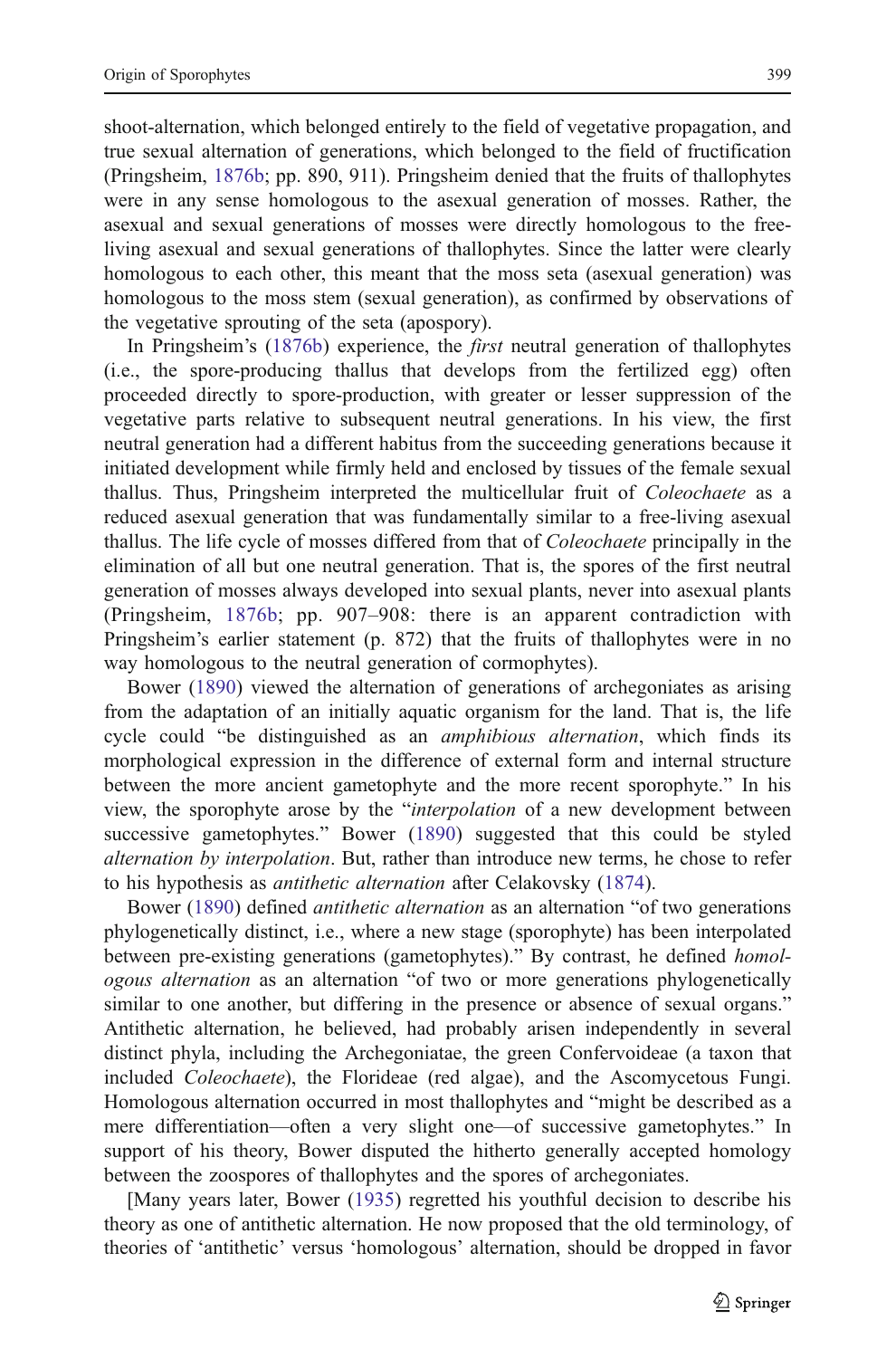shoot-alternation, which belonged entirely to the field of vegetative propagation, and true sexual alternation of generations, which belonged to the field of fructification (Pringsheim, 1876b; pp. 890, 911). Pringsheim denied that the fruits of thallophytes were in any sense homologous to the asexual generation of mosses. Rather, the asexual and sexual generations of mosses were directly homologous to the free-living asexual and sexual generations of thallophytes. Since the latter were clearly homologous to each other, this meant that the moss seta (asexual generation) was homologous to the moss stem (sexual generation), as confirmed by observations of the vegetative sprouting of the seta (apospory).

In Pringsheim's (1876b) experience, the *first* neutral generation of thallophytes (i.e., the spore-producing thallus that develops from the fertilized egg) often proceeded directly to spore-production, with greater or lesser suppression of the vegetative parts relative to subsequent neutral generations. In his view, the first neutral generation had a different habitus from the succeeding generations because it initiated development while firmly held and enclosed by tissues of the female sexual thallus. Thus, Pringsheim interpreted the multicellular fruit of *Coleochaete* as a reduced asexual generation that was fundamentally similar to a free-living asexual thallus. The life cycle of mosses differed from that of *Coleochaete* principally in the elimination of all but one neutral generation. That is, the spores of the first neutral generation of mosses always developed into sexual plants, never into asexual plants (Pringsheim, 1876b; pp. 907–908: there is an apparent contradiction with Pringsheim's earlier statement (p. 872) that the fruits of thallophytes were in no way homologous to the neutral generation of cormophytes).

Bower (1890) viewed the alternation of generations of archegoniates as arising from the adaptation of an initially aquatic organism for the land. That is, the life cycle could "be distinguished as an *amphibious alternation*, which finds its morphological expression in the difference of external form and internal structure between the more ancient gametophyte and the more recent sporophyte." In his view, the sporophyte arose by the "*interpolation* of a new development between successive gametophytes." Bower (1890) suggested that this could be styled *alternation by interpolation*. But, rather than introduce new terms, he chose to refer to his hypothesis as *antithetic alternation* after Celakovsky (1874).

Bower (1890) defined *antithetic alternation* as an alternation "of two generations phylogenetically distinct, i.e., where a new stage (sporophyte) has been interpolated between pre-existing generations (gametophytes)." By contrast, he defined *homologous alternation* as an alternation "of two or more generations phylogenetically similar to one another, but differing in the presence or absence of sexual organs." Antithetic alternation, he believed, had probably arisen independently in several distinct phyla, including the Archegoniatae, the green Confervoideae (a taxon that included *Coleochaete*), the Florideae (red algae), and the Ascomycetous Fungi. Homologous alternation occurred in most thallophytes and "might be described as a mere differentiation—often a very slight one—of successive gametophytes." In support of his theory, Bower disputed the hitherto generally accepted homology between the zoospores of thallophytes and the spores of archegoniates.

[Many years later, Bower (1935) regretted his youthful decision to describe his theory as one of antithetic alternation. He now proposed that the old terminology, of theories of 'antithetic' versus 'homologous' alternation, should be dropped in favor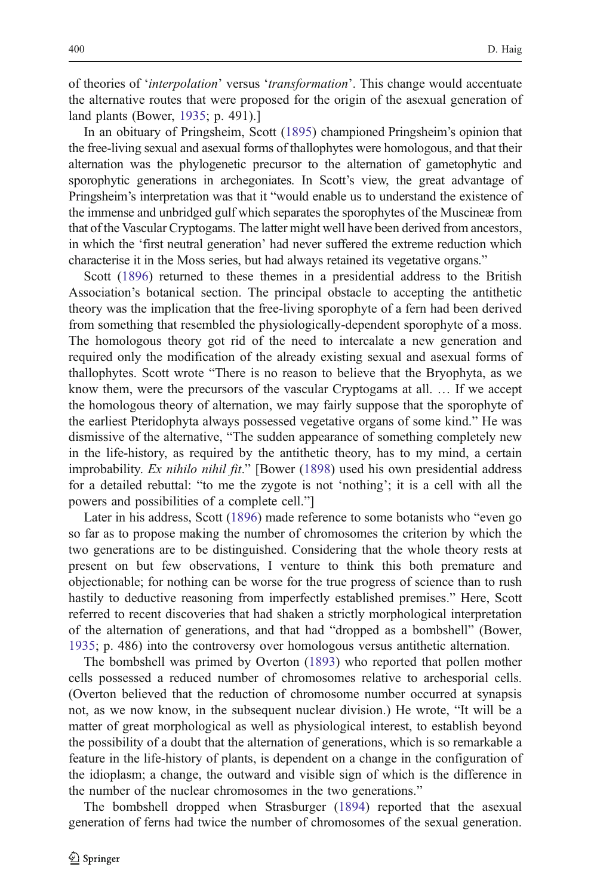of theories of '*interpolation*' versus '*transformation*'. This change would accentuate the alternative routes that were proposed for the origin of the asexual generation of land plants (Bower, 1935; p. 491).]

In an obituary of Pringsheim, Scott (1895) championed Pringsheim's opinion that the free-living sexual and asexual forms of thallophytes were homologous, and that their alternation was the phylogenetic precursor to the alternation of gametophytic and sporophytic generations in archegoniates. In Scott's view, the great advantage of Pringsheim's interpretation was that it "would enable us to understand the existence of the immense and unbridged gulf which separates the sporophytes of the Muscineæ from that of the Vascular Cryptogams. The latter might well have been derived from ancestors, in which the 'first neutral generation' had never suffered the extreme reduction which characterise it in the Moss series, but had always retained its vegetative organs."

Scott (1896) returned to these themes in a presidential address to the British Association's botanical section. The principal obstacle to accepting the antithetic theory was the implication that the free-living sporophyte of a fern had been derived from something that resembled the physiologically-dependent sporophyte of a moss. The homologous theory got rid of the need to intercalate a new generation and required only the modification of the already existing sexual and asexual forms of thallophytes. Scott wrote "There is no reason to believe that the Bryophyta, as we know them, were the precursors of the vascular Cryptogams at all. … If we accept the homologous theory of alternation, we may fairly suppose that the sporophyte of the earliest Pteridophyta always possessed vegetative organs of some kind." He was dismissive of the alternative, "The sudden appearance of something completely new in the life-history, as required by the antithetic theory, has to my mind, a certain improbability. *Ex nihilo nihil fit*." [Bower (1898) used his own presidential address for a detailed rebuttal: "to me the zygote is not 'nothing'; it is a cell with all the powers and possibilities of a complete cell."]

Later in his address, Scott (1896) made reference to some botanists who "even go so far as to propose making the number of chromosomes the criterion by which the two generations are to be distinguished. Considering that the whole theory rests at present on but few observations, I venture to think this both premature and objectionable; for nothing can be worse for the true progress of science than to rush hastily to deductive reasoning from imperfectly established premises." Here, Scott referred to recent discoveries that had shaken a strictly morphological interpretation of the alternation of generations, and that had "dropped as a bombshell" (Bower, 1935; p. 486) into the controversy over homologous versus antithetic alternation.

The bombshell was primed by Overton (1893) who reported that pollen mother cells possessed a reduced number of chromosomes relative to archesporial cells. (Overton believed that the reduction of chromosome number occurred at synapsis not, as we now know, in the subsequent nuclear division.) He wrote, "It will be a matter of great morphological as well as physiological interest, to establish beyond the possibility of a doubt that the alternation of generations, which is so remarkable a feature in the life-history of plants, is dependent on a change in the configuration of the idioplasm; a change, the outward and visible sign of which is the difference in the number of the nuclear chromosomes in the two generations."

The bombshell dropped when Strasburger (1894) reported that the asexual generation of ferns had twice the number of chromosomes of the sexual generation.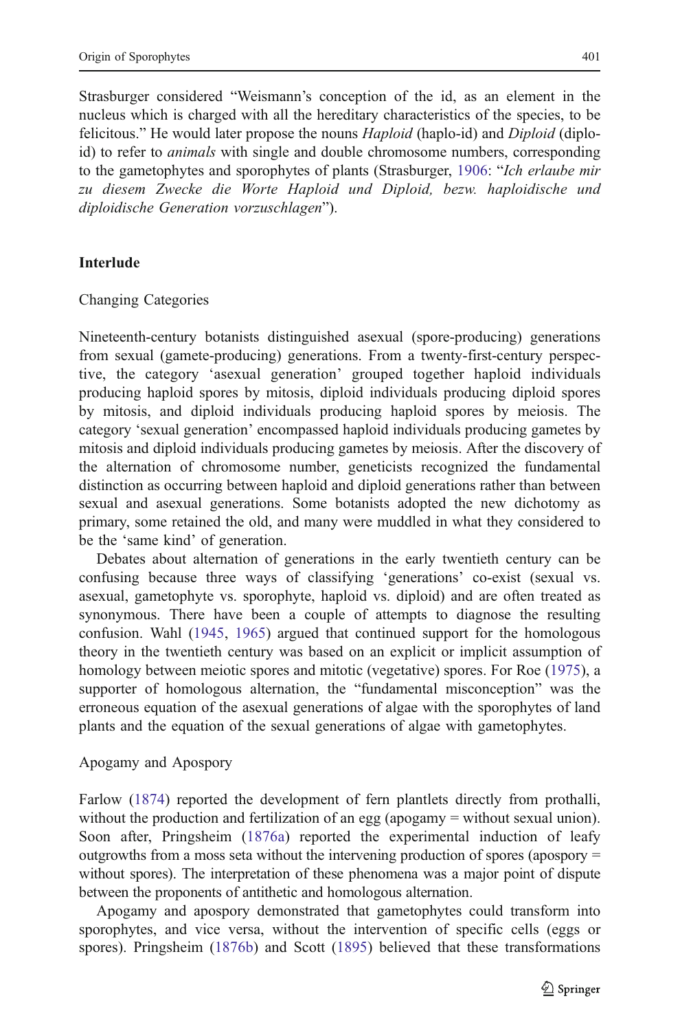Strasburger considered "Weismann's conception of the id, as an element in the nucleus which is charged with all the hereditary characteristics of the species, to be felicitous." He would later propose the nouns *Haploid* (haplo-id) and *Diploid* (diplo-id) to refer to *animals* with single and double chromosome numbers, corresponding to the gametophytes and sporophytes of plants (Strasburger, 1906: "*Ich erlaube mir zu diesem Zwecke die Worte Haploid und Diploid, bezw. haploidische und diploidische Generation vorzuschlagen*").

## Interlude

### Changing Categories

Nineteenth-century botanists distinguished asexual (spore-producing) generations from sexual (gamete-producing) generations. From a twenty-first-century perspective, the category 'asexual generation' grouped together haploid individuals producing haploid spores by mitosis, diploid individuals producing diploid spores by mitosis, and diploid individuals producing haploid spores by meiosis. The category 'sexual generation' encompassed haploid individuals producing gametes by mitosis and diploid individuals producing gametes by meiosis. After the discovery of the alternation of chromosome number, geneticists recognized the fundamental distinction as occurring between haploid and diploid generations rather than between sexual and asexual generations. Some botanists adopted the new dichotomy as primary, some retained the old, and many were muddled in what they considered to be the 'same kind' of generation.

Debates about alternation of generations in the early twentieth century can be confusing because three ways of classifying 'generations' co-exist (sexual vs. asexual, gametophyte vs. sporophyte, haploid vs. diploid) and are often treated as synonymous. There have been a couple of attempts to diagnose the resulting confusion. Wahl (1945, 1965) argued that continued support for the homologous theory in the twentieth century was based on an explicit or implicit assumption of homology between meiotic spores and mitotic (vegetative) spores. For Roe (1975), a supporter of homologous alternation, the "fundamental misconception" was the erroneous equation of the asexual generations of algae with the sporophytes of land plants and the equation of the sexual generations of algae with gametophytes.

### Apogamy and Apospory

Farlow (1874) reported the development of fern plantlets directly from prothalli, without the production and fertilization of an egg (apogamy = without sexual union). Soon after, Pringsheim (1876a) reported the experimental induction of leafy outgrowths from a moss seta without the intervening production of spores (apospory = without spores). The interpretation of these phenomena was a major point of dispute between the proponents of antithetic and homologous alternation.

Apogamy and apospory demonstrated that gametophytes could transform into sporophytes, and vice versa, without the intervention of specific cells (eggs or spores). Pringsheim (1876b) and Scott (1895) believed that these transformations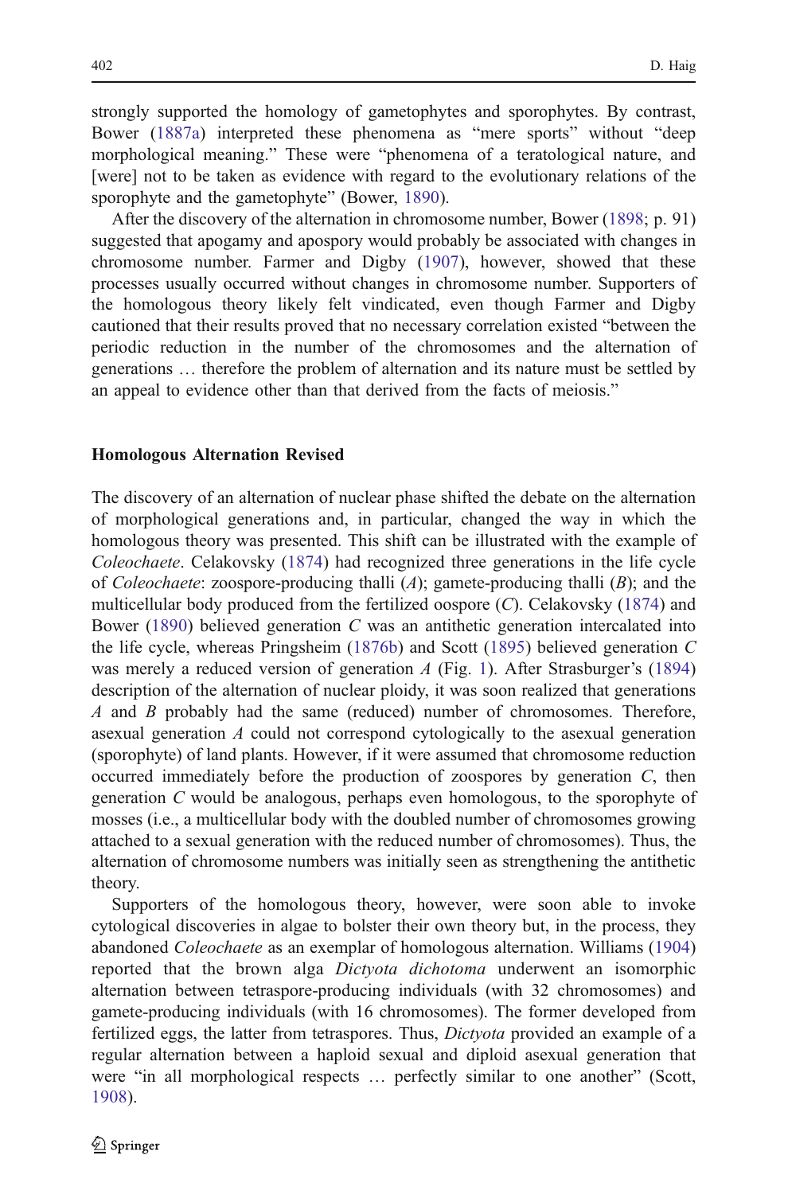strongly supported the homology of gametophytes and sporophytes. By contrast, Bower (1887a) interpreted these phenomena as "mere sports" without "deep morphological meaning." These were "phenomena of a teratological nature, and [were] not to be taken as evidence with regard to the evolutionary relations of the sporophyte and the gametophyte" (Bower, 1890).

After the discovery of the alternation in chromosome number, Bower (1898; p. 91) suggested that apogamy and apospory would probably be associated with changes in chromosome number. Farmer and Digby (1907), however, showed that these processes usually occurred without changes in chromosome number. Supporters of the homologous theory likely felt vindicated, even though Farmer and Digby cautioned that their results proved that no necessary correlation existed "between the periodic reduction in the number of the chromosomes and the alternation of generations … therefore the problem of alternation and its nature must be settled by an appeal to evidence other than that derived from the facts of meiosis."

## Homologous Alternation Revised

The discovery of an alternation of nuclear phase shifted the debate on the alternation of morphological generations and, in particular, changed the way in which the homologous theory was presented. This shift can be illustrated with the example of *Coleochaete*. Celakovsky (1874) had recognized three generations in the life cycle of *Coleochaete*: zoospore-producing thalli (*A*); gamete-producing thalli (*B*); and the multicellular body produced from the fertilized oospore (*C*). Celakovsky (1874) and Bower (1890) believed generation *C* was an antithetic generation intercalated into the life cycle, whereas Pringsheim (1876b) and Scott (1895) believed generation *C* was merely a reduced version of generation *A* (Fig. 1). After Strasburger's (1894) description of the alternation of nuclear ploidy, it was soon realized that generations *A* and *B* probably had the same (reduced) number of chromosomes. Therefore, asexual generation *A* could not correspond cytologically to the asexual generation (sporophyte) of land plants. However, if it were assumed that chromosome reduction occurred immediately before the production of zoospores by generation *C*, then generation *C* would be analogous, perhaps even homologous, to the sporophyte of mosses (i.e., a multicellular body with the doubled number of chromosomes growing attached to a sexual generation with the reduced number of chromosomes). Thus, the alternation of chromosome numbers was initially seen as strengthening the antithetic theory.

Supporters of the homologous theory, however, were soon able to invoke cytological discoveries in algae to bolster their own theory but, in the process, they abandoned *Coleochaete* as an exemplar of homologous alternation. Williams (1904) reported that the brown alga *Dictyota dichotoma* underwent an isomorphic alternation between tetraspore-producing individuals (with 32 chromosomes) and gamete-producing individuals (with 16 chromosomes). The former developed from fertilized eggs, the latter from tetraspores. Thus, *Dictyota* provided an example of a regular alternation between a haploid sexual and diploid asexual generation that were "in all morphological respects … perfectly similar to one another" (Scott, 1908).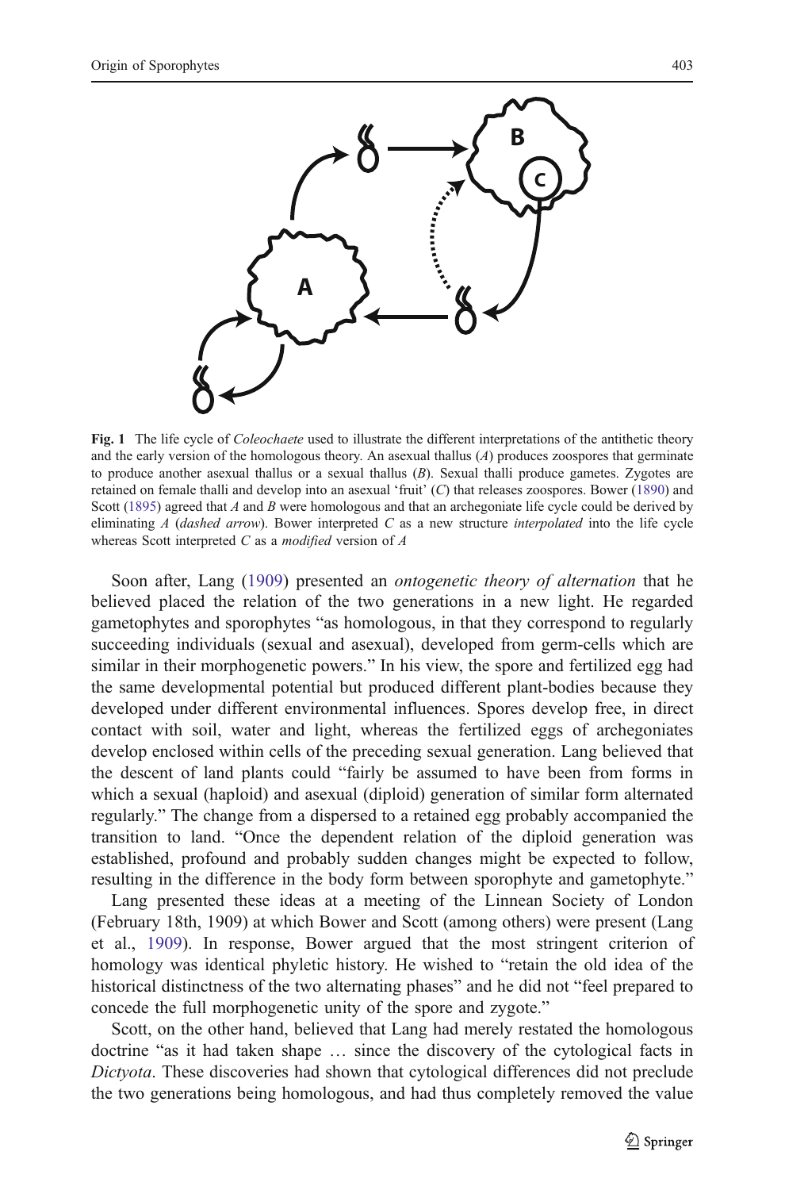**Fig. 1** The life cycle of *Coleochaete* used to illustrate the different interpretations of the antithetic theory and the early version of the homologous theory. An asexual thallus (*A*) produces zoospores that germinate to produce another asexual thallus or a sexual thallus (*B*). Sexual thalli produce gametes. Zygotes are retained on female thalli and develop into an asexual 'fruit' (*C*) that releases zoospores. Bower (1890) and Scott (1895) agreed that *A* and *B* were homologous and that an archegoniate life cycle could be derived by eliminating *A* (*dashed arrow*). Bower interpreted *C* as a new structure *interpolated* into the life cycle whereas Scott interpreted *C* as a *modified* version of *A*

Soon after, Lang (1909) presented an *ontogenetic theory of alternation* that he believed placed the relation of the two generations in a new light. He regarded gametophytes and sporophytes "as homologous, in that they correspond to regularly succeeding individuals (sexual and asexual), developed from germ-cells which are similar in their morphogenetic powers." In his view, the spore and fertilized egg had the same developmental potential but produced different plant-bodies because they developed under different environmental influences. Spores develop free, in direct contact with soil, water and light, whereas the fertilized eggs of archegoniates develop enclosed within cells of the preceding sexual generation. Lang believed that the descent of land plants could "fairly be assumed to have been from forms in which a sexual (haploid) and asexual (diploid) generation of similar form alternated regularly." The change from a dispersed to a retained egg probably accompanied the transition to land. "Once the dependent relation of the diploid generation was established, profound and probably sudden changes might be expected to follow, resulting in the difference in the body form between sporophyte and gametophyte."

Lang presented these ideas at a meeting of the Linnean Society of London (February 18th, 1909) at which Bower and Scott (among others) were present (Lang et al., 1909). In response, Bower argued that the most stringent criterion of homology was identical phyletic history. He wished to "retain the old idea of the historical distinctness of the two alternating phases" and he did not "feel prepared to concede the full morphogenetic unity of the spore and zygote."

Scott, on the other hand, believed that Lang had merely restated the homologous doctrine "as it had taken shape … since the discovery of the cytological facts in *Dictyota*. These discoveries had shown that cytological differences did not preclude the two generations being homologous, and had thus completely removed the value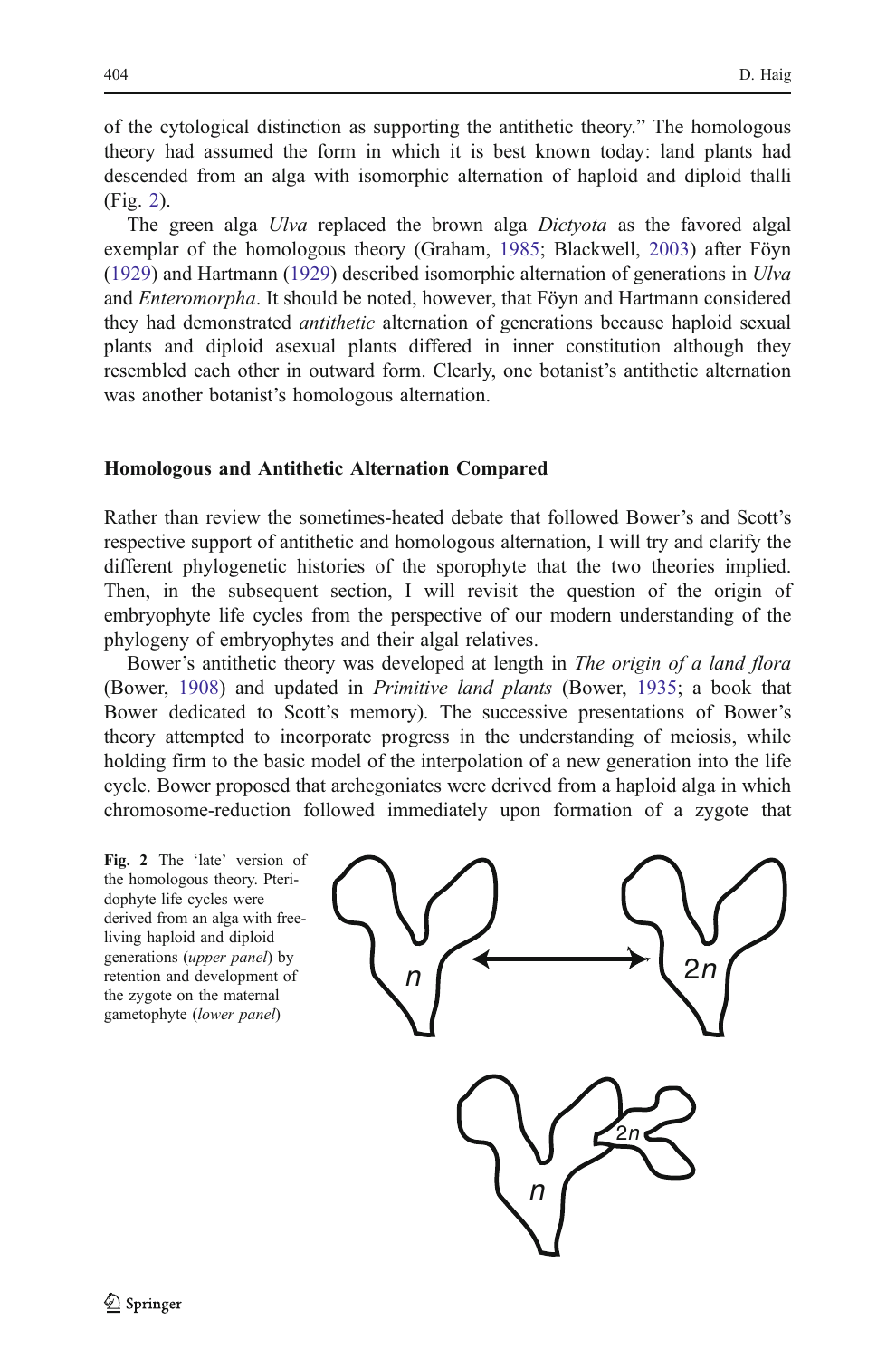of the cytological distinction as supporting the antithetic theory." The homologous theory had assumed the form in which it is best known today: land plants had descended from an alga with isomorphic alternation of haploid and diploid thalli (Fig. 2).

The green alga *Ulva* replaced the brown alga *Dictyota* as the favored algal exemplar of the homologous theory (Graham, 1985; Blackwell, 2003) after Föyn (1929) and Hartmann (1929) described isomorphic alternation of generations in *Ulva* and *Enteromorpha*. It should be noted, however, that Föyn and Hartmann considered they had demonstrated *antithetic* alternation of generations because haploid sexual plants and diploid asexual plants differed in inner constitution although they resembled each other in outward form. Clearly, one botanist's antithetic alternation was another botanist's homologous alternation.

## Homologous and Antithetic Alternation Compared

Rather than review the sometimes-heated debate that followed Bower's and Scott's respective support of antithetic and homologous alternation, I will try and clarify the different phylogenetic histories of the sporophyte that the two theories implied. Then, in the subsequent section, I will revisit the question of the origin of embryophyte life cycles from the perspective of our modern understanding of the phylogeny of embryophytes and their algal relatives.

Bower's antithetic theory was developed at length in *The origin of a land flora* (Bower, 1908) and updated in *Primitive land plants* (Bower, 1935; a book that Bower dedicated to Scott's memory). The successive presentations of Bower's theory attempted to incorporate progress in the understanding of meiosis, while holding firm to the basic model of the interpolation of a new generation into the life cycle. Bower proposed that archegoniates were derived from a haploid alga in which chromosome-reduction followed immediately upon formation of a zygote that

**Fig. 2** The 'late' version of the homologous theory. Pteridophyte life cycles were derived from an alga with free-living haploid and diploid generations (*upper panel*) by retention and development of the zygote on the maternal gametophyte (*lower panel*)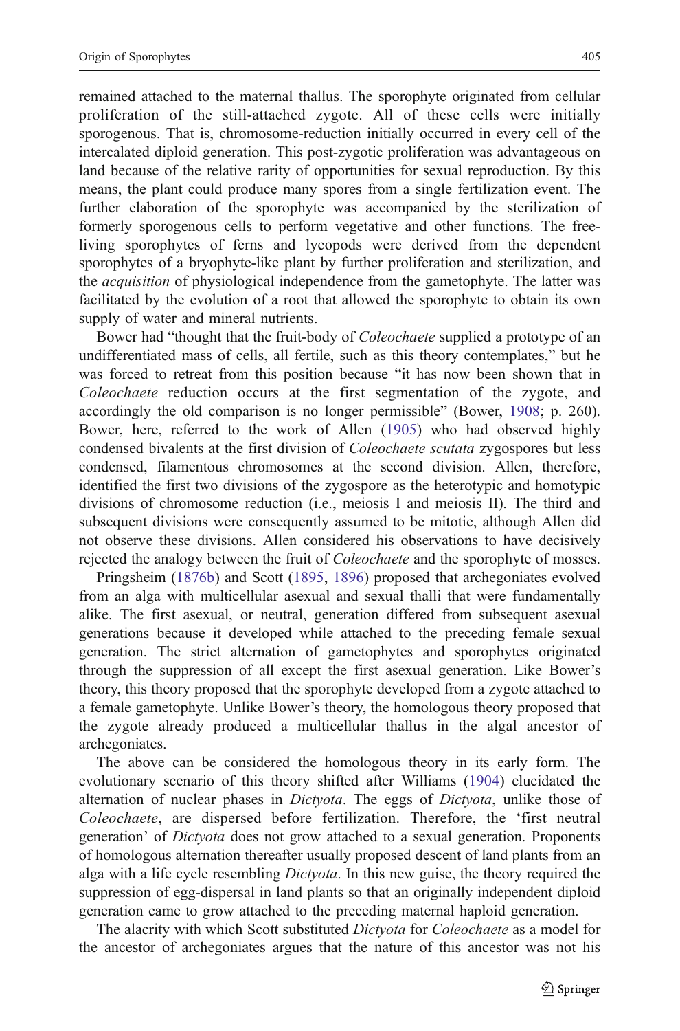remained attached to the maternal thallus. The sporophyte originated from cellular proliferation of the still-attached zygote. All of these cells were initially sporogenous. That is, chromosome-reduction initially occurred in every cell of the intercalated diploid generation. This post-zygotic proliferation was advantageous on land because of the relative rarity of opportunities for sexual reproduction. By this means, the plant could produce many spores from a single fertilization event. The further elaboration of the sporophyte was accompanied by the sterilization of formerly sporogenous cells to perform vegetative and other functions. The free-living sporophytes of ferns and lycopods were derived from the dependent sporophytes of a bryophyte-like plant by further proliferation and sterilization, and the *acquisition* of physiological independence from the gametophyte. The latter was facilitated by the evolution of a root that allowed the sporophyte to obtain its own supply of water and mineral nutrients.

Bower had "thought that the fruit-body of *Coleochaete* supplied a prototype of an undifferentiated mass of cells, all fertile, such as this theory contemplates," but he was forced to retreat from this position because "it has now been shown that in *Coleochaete* reduction occurs at the first segmentation of the zygote, and accordingly the old comparison is no longer permissible" (Bower, 1908; p. 260). Bower, here, referred to the work of Allen (1905) who had observed highly condensed bivalents at the first division of *Coleochaete scutata* zygospores but less condensed, filamentous chromosomes at the second division. Allen, therefore, identified the first two divisions of the zygospore as the heterotypic and homotypic divisions of chromosome reduction (i.e., meiosis I and meiosis II). The third and subsequent divisions were consequently assumed to be mitotic, although Allen did not observe these divisions. Allen considered his observations to have decisively rejected the analogy between the fruit of *Coleochaete* and the sporophyte of mosses.

Pringsheim (1876b) and Scott (1895, 1896) proposed that archegoniates evolved from an alga with multicellular asexual and sexual thalli that were fundamentally alike. The first asexual, or neutral, generation differed from subsequent asexual generations because it developed while attached to the preceding female sexual generation. The strict alternation of gametophytes and sporophytes originated through the suppression of all except the first asexual generation. Like Bower's theory, this theory proposed that the sporophyte developed from a zygote attached to a female gametophyte. Unlike Bower's theory, the homologous theory proposed that the zygote already produced a multicellular thallus in the algal ancestor of archegoniates.

The above can be considered the homologous theory in its early form. The evolutionary scenario of this theory shifted after Williams (1904) elucidated the alternation of nuclear phases in *Dictyota*. The eggs of *Dictyota*, unlike those of *Coleochaete*, are dispersed before fertilization. Therefore, the 'first neutral generation' of *Dictyota* does not grow attached to a sexual generation. Proponents of homologous alternation thereafter usually proposed descent of land plants from an alga with a life cycle resembling *Dictyota*. In this new guise, the theory required the suppression of egg-dispersal in land plants so that an originally independent diploid generation came to grow attached to the preceding maternal haploid generation.

The alacrity with which Scott substituted *Dictyota* for *Coleochaete* as a model for the ancestor of archegoniates argues that the nature of this ancestor was not his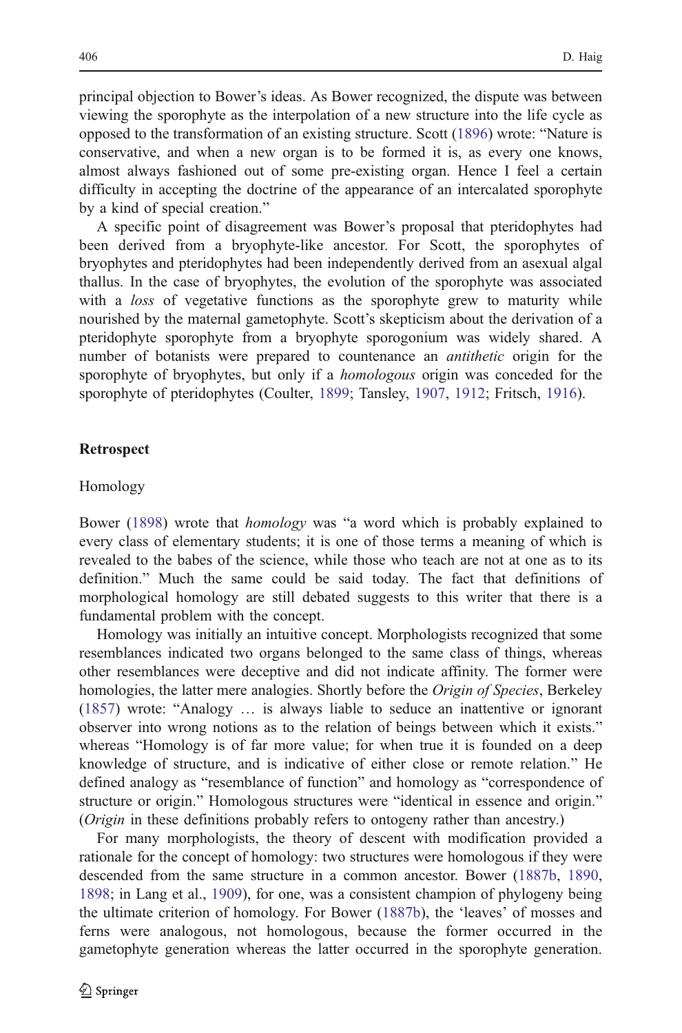principal objection to Bower's ideas. As Bower recognized, the dispute was between viewing the sporophyte as the interpolation of a new structure into the life cycle as opposed to the transformation of an existing structure. Scott (1896) wrote: "Nature is conservative, and when a new organ is to be formed it is, as every one knows, almost always fashioned out of some pre-existing organ. Hence I feel a certain difficulty in accepting the doctrine of the appearance of an intercalated sporophyte by a kind of special creation."

A specific point of disagreement was Bower's proposal that pteridophytes had been derived from a bryophyte-like ancestor. For Scott, the sporophytes of bryophytes and pteridophytes had been independently derived from an asexual algal thallus. In the case of bryophytes, the evolution of the sporophyte was associated with a *loss* of vegetative functions as the sporophyte grew to maturity while nourished by the maternal gametophyte. Scott's skepticism about the derivation of a pteridophyte sporophyte from a bryophyte sporogonium was widely shared. A number of botanists were prepared to countenance an *antithetic* origin for the sporophyte of bryophytes, but only if a *homologous* origin was conceded for the sporophyte of pteridophytes (Coulter, 1899; Tansley, 1907, 1912; Fritsch, 1916).

## Retrospect

### Homology

Bower (1898) wrote that *homology* was "a word which is probably explained to every class of elementary students; it is one of those terms a meaning of which is revealed to the babes of the science, while those who teach are not at one as to its definition." Much the same could be said today. The fact that definitions of morphological homology are still debated suggests to this writer that there is a fundamental problem with the concept.

Homology was initially an intuitive concept. Morphologists recognized that some resemblances indicated two organs belonged to the same class of things, whereas other resemblances were deceptive and did not indicate affinity. The former were homologies, the latter mere analogies. Shortly before the *Origin of Species*, Berkeley (1857) wrote: "Analogy … is always liable to seduce an inattentive or ignorant observer into wrong notions as to the relation of beings between which it exists." whereas "Homology is of far more value; for when true it is founded on a deep knowledge of structure, and is indicative of either close or remote relation." He defined analogy as "resemblance of function" and homology as "correspondence of structure or origin." Homologous structures were "identical in essence and origin." (*Origin* in these definitions probably refers to ontogeny rather than ancestry.)

For many morphologists, the theory of descent with modification provided a rationale for the concept of homology: two structures were homologous if they were descended from the same structure in a common ancestor. Bower (1887b, 1890, 1898; in Lang et al., 1909), for one, was a consistent champion of phylogeny being the ultimate criterion of homology. For Bower (1887b), the 'leaves' of mosses and ferns were analogous, not homologous, because the former occurred in the gametophyte generation whereas the latter occurred in the sporophyte generation.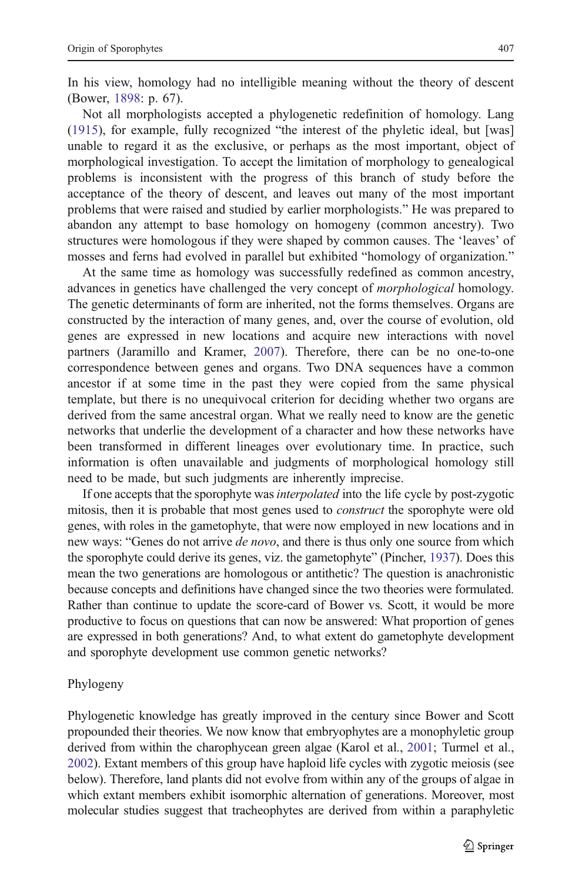In his view, homology had no intelligible meaning without the theory of descent (Bower, 1898: p. 67).

Not all morphologists accepted a phylogenetic redefinition of homology. Lang (1915), for example, fully recognized "the interest of the phyletic ideal, but [was] unable to regard it as the exclusive, or perhaps as the most important, object of morphological investigation. To accept the limitation of morphology to genealogical problems is inconsistent with the progress of this branch of study before the acceptance of the theory of descent, and leaves out many of the most important problems that were raised and studied by earlier morphologists." He was prepared to abandon any attempt to base homology on homogeny (common ancestry). Two structures were homologous if they were shaped by common causes. The 'leaves' of mosses and ferns had evolved in parallel but exhibited "homology of organization."

At the same time as homology was successfully redefined as common ancestry, advances in genetics have challenged the very concept of *morphological* homology. The genetic determinants of form are inherited, not the forms themselves. Organs are constructed by the interaction of many genes, and, over the course of evolution, old genes are expressed in new locations and acquire new interactions with novel partners (Jaramillo and Kramer, 2007). Therefore, there can be no one-to-one correspondence between genes and organs. Two DNA sequences have a common ancestor if at some time in the past they were copied from the same physical template, but there is no unequivocal criterion for deciding whether two organs are derived from the same ancestral organ. What we really need to know are the genetic networks that underlie the development of a character and how these networks have been transformed in different lineages over evolutionary time. In practice, such information is often unavailable and judgments of morphological homology still need to be made, but such judgments are inherently imprecise.

If one accepts that the sporophyte was *interpolated* into the life cycle by post-zygotic mitosis, then it is probable that most genes used to *construct* the sporophyte were old genes, with roles in the gametophyte, that were now employed in new locations and in new ways: "Genes do not arrive *de novo*, and there is thus only one source from which the sporophyte could derive its genes, viz. the gametophyte" (Pincher, 1937). Does this mean the two generations are homologous or antithetic? The question is anachronistic because concepts and definitions have changed since the two theories were formulated. Rather than continue to update the score-card of Bower vs. Scott, it would be more productive to focus on questions that can now be answered: What proportion of genes are expressed in both generations? And, to what extent do gametophyte development and sporophyte development use common genetic networks?

## Phylogeny

Phylogenetic knowledge has greatly improved in the century since Bower and Scott propounded their theories. We now know that embryophytes are a monophyletic group derived from within the charophycean green algae (Karol et al., 2001; Turmel et al., 2002). Extant members of this group have haploid life cycles with zygotic meiosis (see below). Therefore, land plants did not evolve from within any of the groups of algae in which extant members exhibit isomorphic alternation of generations. Moreover, most molecular studies suggest that tracheophytes are derived from within a paraphyletic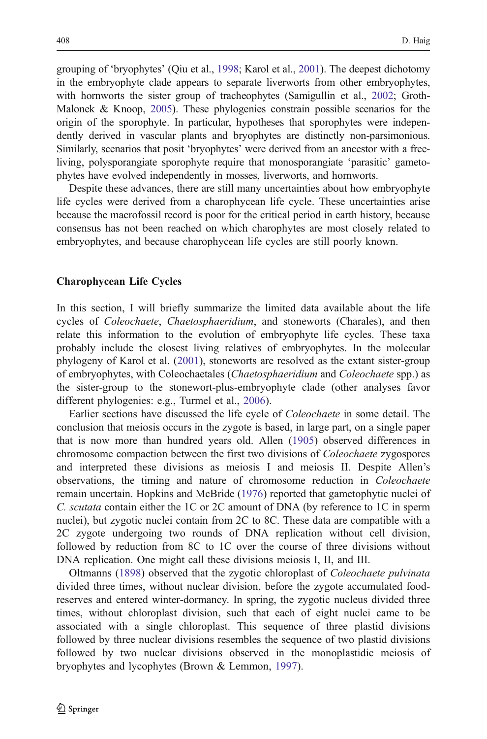grouping of 'bryophytes' (Qiu et al., 1998; Karol et al., 2001). The deepest dichotomy in the embryophyte clade appears to separate liverworts from other embryophytes, with hornworts the sister group of tracheophytes (Samigullin et al., 2002; Groth-Malonek & Knoop, 2005). These phylogenies constrain possible scenarios for the origin of the sporophyte. In particular, hypotheses that sporophytes were independently derived in vascular plants and bryophytes are distinctly non-parsimonious. Similarly, scenarios that posit 'bryophytes' were derived from an ancestor with a free-living, polysporangiate sporophyte require that monosporangiate 'parasitic' gametophytes have evolved independently in mosses, liverworts, and hornworts.

Despite these advances, there are still many uncertainties about how embryophyte life cycles were derived from a charophycean life cycle. These uncertainties arise because the macrofossil record is poor for the critical period in earth history, because consensus has not been reached on which charophytes are most closely related to embryophytes, and because charophycean life cycles are still poorly known.

## Charophycean Life Cycles

In this section, I will briefly summarize the limited data available about the life cycles of *Coleochaete*, *Chaetosphaeridium*, and stoneworts (Charales), and then relate this information to the evolution of embryophyte life cycles. These taxa probably include the closest living relatives of embryophytes. In the molecular phylogeny of Karol et al. (2001), stoneworts are resolved as the extant sister-group of embryophytes, with Coleochaetales (*Chaetosphaeridium* and *Coleochaete* spp.) as the sister-group to the stonewort-plus-embryophyte clade (other analyses favor different phylogenies: e.g., Turmel et al., 2006).

Earlier sections have discussed the life cycle of *Coleochaete* in some detail. The conclusion that meiosis occurs in the zygote is based, in large part, on a single paper that is now more than hundred years old. Allen (1905) observed differences in chromosome compaction between the first two divisions of *Coleochaete* zygospores and interpreted these divisions as meiosis I and meiosis II. Despite Allen's observations, the timing and nature of chromosome reduction in *Coleochaete* remain uncertain. Hopkins and McBride (1976) reported that gametophytic nuclei of *C. scutata* contain either the 1C or 2C amount of DNA (by reference to 1C in sperm nuclei), but zygotic nuclei contain from 2C to 8C. These data are compatible with a 2C zygote undergoing two rounds of DNA replication without cell division, followed by reduction from 8C to 1C over the course of three divisions without DNA replication. One might call these divisions meiosis I, II, and III.

Oltmanns (1898) observed that the zygotic chloroplast of *Coleochaete pulvinata* divided three times, without nuclear division, before the zygote accumulated food-reserves and entered winter-dormancy. In spring, the zygotic nucleus divided three times, without chloroplast division, such that each of eight nuclei came to be associated with a single chloroplast. This sequence of three plastid divisions followed by three nuclear divisions resembles the sequence of two plastid divisions followed by two nuclear divisions observed in the monoplastidic meiosis of bryophytes and lycophytes (Brown & Lemmon, 1997).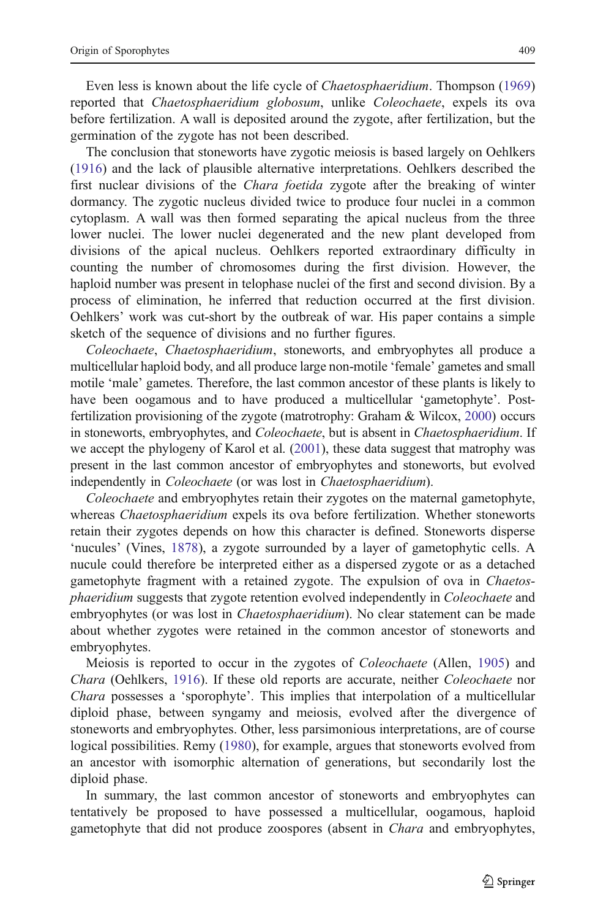Even less is known about the life cycle of *Chaetosphaeridium*. Thompson (1969) reported that *Chaetosphaeridium globosum*, unlike *Coleochaete*, expels its ova before fertilization. A wall is deposited around the zygote, after fertilization, but the germination of the zygote has not been described.

The conclusion that stoneworts have zygotic meiosis is based largely on Oehlkers (1916) and the lack of plausible alternative interpretations. Oehlkers described the first nuclear divisions of the *Chara foetida* zygote after the breaking of winter dormancy. The zygotic nucleus divided twice to produce four nuclei in a common cytoplasm. A wall was then formed separating the apical nucleus from the three lower nuclei. The lower nuclei degenerated and the new plant developed from divisions of the apical nucleus. Oehlkers reported extraordinary difficulty in counting the number of chromosomes during the first division. However, the haploid number was present in telophase nuclei of the first and second division. By a process of elimination, he inferred that reduction occurred at the first division. Oehlkers' work was cut-short by the outbreak of war. His paper contains a simple sketch of the sequence of divisions and no further figures.

*Coleochaete*, *Chaetosphaeridium*, stoneworts, and embryophytes all produce a multicellular haploid body, and all produce large non-motile 'female' gametes and small motile 'male' gametes. Therefore, the last common ancestor of these plants is likely to have been oogamous and to have produced a multicellular 'gametophyte'. Post-fertilization provisioning of the zygote (matrotrophy: Graham & Wilcox, 2000) occurs in stoneworts, embryophytes, and *Coleochaete*, but is absent in *Chaetosphaeridium*. If we accept the phylogeny of Karol et al. (2001), these data suggest that matrophy was present in the last common ancestor of embryophytes and stoneworts, but evolved independently in *Coleochaete* (or was lost in *Chaetosphaeridium*).

*Coleochaete* and embryophytes retain their zygotes on the maternal gametophyte, whereas *Chaetosphaeridium* expels its ova before fertilization. Whether stoneworts retain their zygotes depends on how this character is defined. Stoneworts disperse 'nucules' (Vines, 1878), a zygote surrounded by a layer of gametophytic cells. A nucule could therefore be interpreted either as a dispersed zygote or as a detached gametophyte fragment with a retained zygote. The expulsion of ova in *Chaetosphaeridium* suggests that zygote retention evolved independently in *Coleochaete* and embryophytes (or was lost in *Chaetosphaeridium*). No clear statement can be made about whether zygotes were retained in the common ancestor of stoneworts and embryophytes.

Meiosis is reported to occur in the zygotes of *Coleochaete* (Allen, 1905) and *Chara* (Oehlkers, 1916). If these old reports are accurate, neither *Coleochaete* nor *Chara* possesses a 'sporophyte'. This implies that interpolation of a multicellular diploid phase, between syngamy and meiosis, evolved after the divergence of stoneworts and embryophytes. Other, less parsimonious interpretations, are of course logical possibilities. Remy (1980), for example, argues that stoneworts evolved from an ancestor with isomorphic alternation of generations, but secondarily lost the diploid phase.

In summary, the last common ancestor of stoneworts and embryophytes can tentatively be proposed to have possessed a multicellular, oogamous, haploid gametophyte that did not produce zoospores (absent in *Chara* and embryophytes,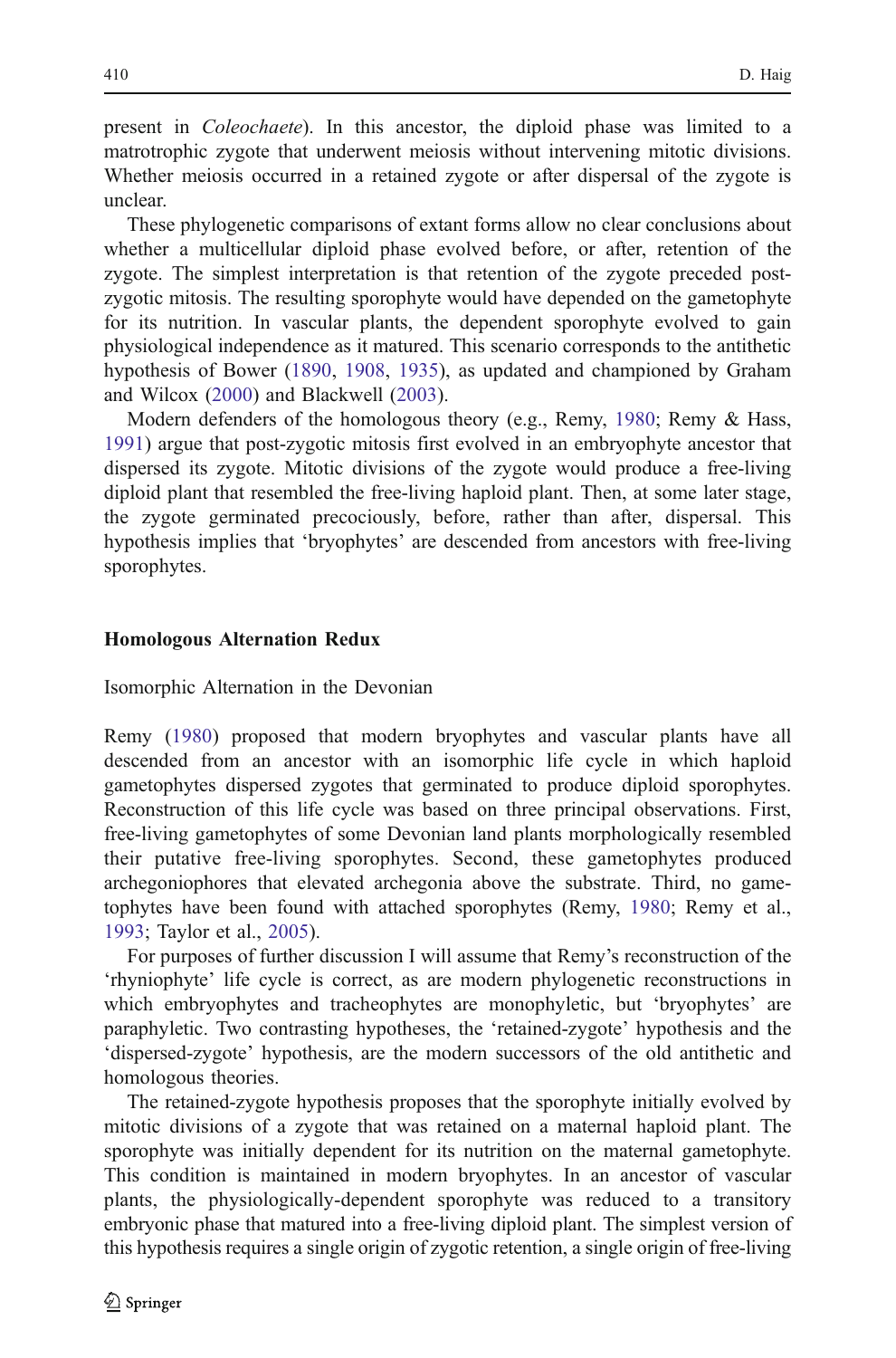present in *Coleochaete*). In this ancestor, the diploid phase was limited to a matrotrophic zygote that underwent meiosis without intervening mitotic divisions. Whether meiosis occurred in a retained zygote or after dispersal of the zygote is unclear.

These phylogenetic comparisons of extant forms allow no clear conclusions about whether a multicellular diploid phase evolved before, or after, retention of the zygote. The simplest interpretation is that retention of the zygote preceded post-zygotic mitosis. The resulting sporophyte would have depended on the gametophyte for its nutrition. In vascular plants, the dependent sporophyte evolved to gain physiological independence as it matured. This scenario corresponds to the antithetic hypothesis of Bower (1890, 1908, 1935), as updated and championed by Graham and Wilcox (2000) and Blackwell (2003).

Modern defenders of the homologous theory (e.g., Remy, 1980; Remy & Hass, 1991) argue that post-zygotic mitosis first evolved in an embryophyte ancestor that dispersed its zygote. Mitotic divisions of the zygote would produce a free-living diploid plant that resembled the free-living haploid plant. Then, at some later stage, the zygote germinated precociously, before, rather than after, dispersal. This hypothesis implies that 'bryophytes' are descended from ancestors with free-living sporophytes.

## Homologous Alternation Redux

### Isomorphic Alternation in the Devonian

Remy (1980) proposed that modern bryophytes and vascular plants have all descended from an ancestor with an isomorphic life cycle in which haploid gametophytes dispersed zygotes that germinated to produce diploid sporophytes. Reconstruction of this life cycle was based on three principal observations. First, free-living gametophytes of some Devonian land plants morphologically resembled their putative free-living sporophytes. Second, these gametophytes produced archegoniophores that elevated archegonia above the substrate. Third, no gametophytes have been found with attached sporophytes (Remy, 1980; Remy et al., 1993; Taylor et al., 2005).

For purposes of further discussion I will assume that Remy's reconstruction of the 'rhyniophyte' life cycle is correct, as are modern phylogenetic reconstructions in which embryophytes and tracheophytes are monophyletic, but 'bryophytes' are paraphyletic. Two contrasting hypotheses, the 'retained-zygote' hypothesis and the 'dispersed-zygote' hypothesis, are the modern successors of the old antithetic and homologous theories.

The retained-zygote hypothesis proposes that the sporophyte initially evolved by mitotic divisions of a zygote that was retained on a maternal haploid plant. The sporophyte was initially dependent for its nutrition on the maternal gametophyte. This condition is maintained in modern bryophytes. In an ancestor of vascular plants, the physiologically-dependent sporophyte was reduced to a transitory embryonic phase that matured into a free-living diploid plant. The simplest version of this hypothesis requires a single origin of zygotic retention, a single origin of free-living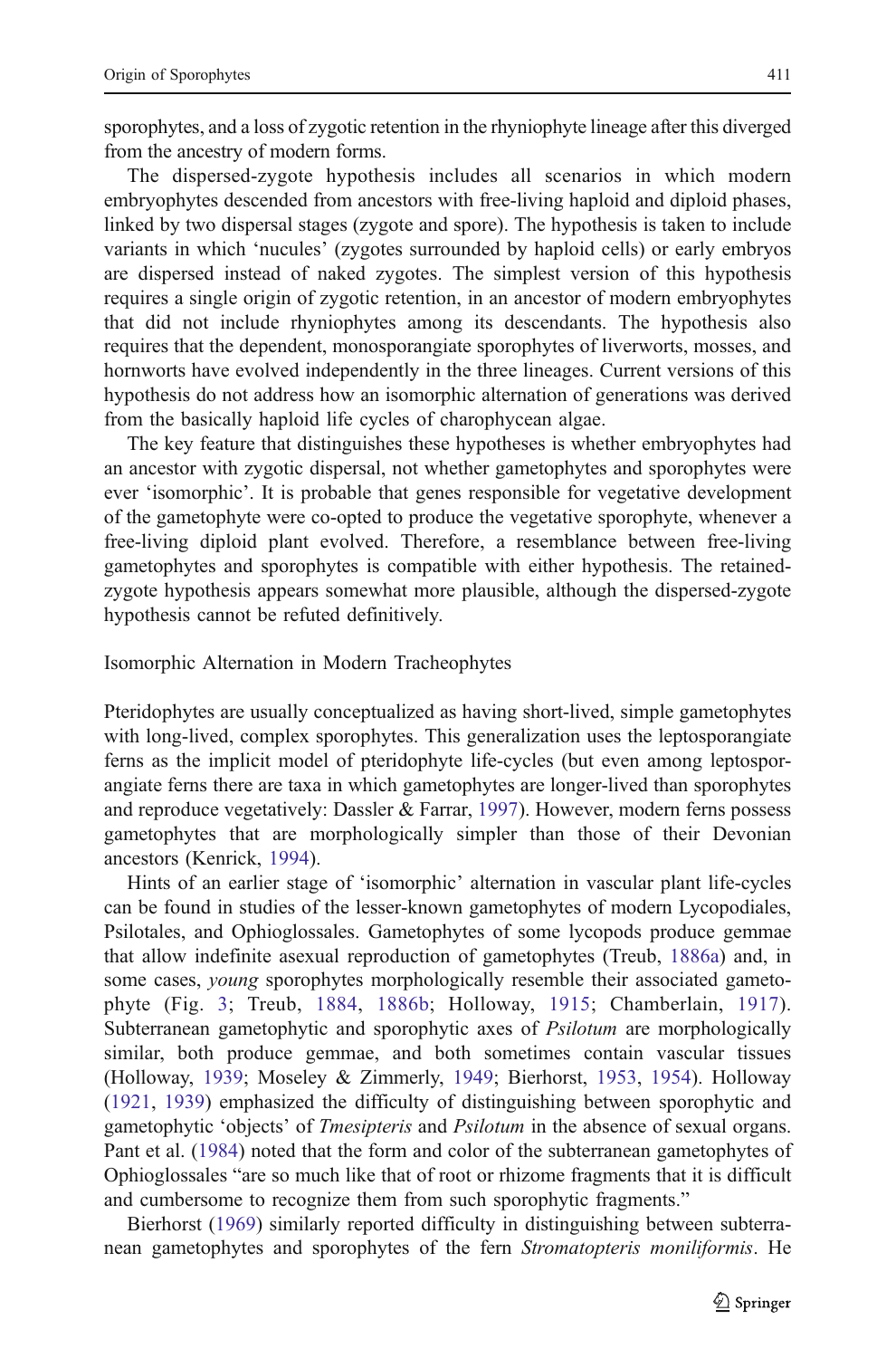sporophytes, and a loss of zygotic retention in the rhyniophyte lineage after this diverged from the ancestry of modern forms.

The dispersed-zygote hypothesis includes all scenarios in which modern embryophytes descended from ancestors with free-living haploid and diploid phases, linked by two dispersal stages (zygote and spore). The hypothesis is taken to include variants in which 'nucules' (zygotes surrounded by haploid cells) or early embryos are dispersed instead of naked zygotes. The simplest version of this hypothesis requires a single origin of zygotic retention, in an ancestor of modern embryophytes that did not include rhyniophytes among its descendants. The hypothesis also requires that the dependent, monosporangiate sporophytes of liverworts, mosses, and hornworts have evolved independently in the three lineages. Current versions of this hypothesis do not address how an isomorphic alternation of generations was derived from the basically haploid life cycles of charophycean algae.

The key feature that distinguishes these hypotheses is whether embryophytes had an ancestor with zygotic dispersal, not whether gametophytes and sporophytes were ever 'isomorphic'. It is probable that genes responsible for vegetative development of the gametophyte were co-opted to produce the vegetative sporophyte, whenever a free-living diploid plant evolved. Therefore, a resemblance between free-living gametophytes and sporophytes is compatible with either hypothesis. The retained-zygote hypothesis appears somewhat more plausible, although the dispersed-zygote hypothesis cannot be refuted definitively.

## Isomorphic Alternation in Modern Tracheophytes

Pteridophytes are usually conceptualized as having short-lived, simple gametophytes with long-lived, complex sporophytes. This generalization uses the leptosporangiate ferns as the implicit model of pteridophyte life-cycles (but even among leptosporangiate ferns there are taxa in which gametophytes are longer-lived than sporophytes and reproduce vegetatively: Dassler & Farrar, 1997). However, modern ferns possess gametophytes that are morphologically simpler than those of their Devonian ancestors (Kenrick, 1994).

Hints of an earlier stage of 'isomorphic' alternation in vascular plant life-cycles can be found in studies of the lesser-known gametophytes of modern Lycopodiales, Psilotales, and Ophioglossales. Gametophytes of some lycopods produce gemmae that allow indefinite asexual reproduction of gametophytes (Treub, 1886a) and, in some cases, *young* sporophytes morphologically resemble their associated gametophyte (Fig. 3; Treub, 1884, 1886b; Holloway, 1915; Chamberlain, 1917). Subterranean gametophytic and sporophytic axes of *Psilotum* are morphologically similar, both produce gemmae, and both sometimes contain vascular tissues (Holloway, 1939; Moseley & Zimmerly, 1949; Bierhorst, 1953, 1954). Holloway (1921, 1939) emphasized the difficulty of distinguishing between sporophytic and gametophytic 'objects' of *Tmesipteris* and *Psilotum* in the absence of sexual organs. Pant et al. (1984) noted that the form and color of the subterranean gametophytes of Ophioglossales "are so much like that of root or rhizome fragments that it is difficult and cumbersome to recognize them from such sporophytic fragments."

Bierhorst (1969) similarly reported difficulty in distinguishing between subterranean gametophytes and sporophytes of the fern *Stromatopteris moniliformis*. He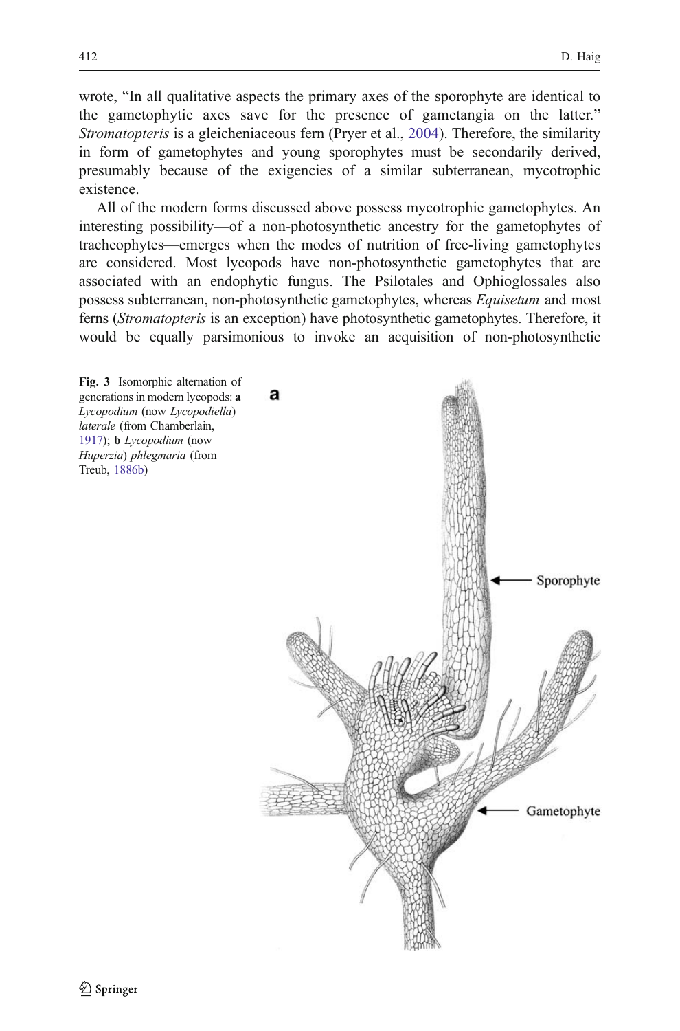wrote, "In all qualitative aspects the primary axes of the sporophyte are identical to the gametophytic axes save for the presence of gametangia on the latter." *Stromatopteris* is a gleicheniaceous fern (Pryer et al., 2004). Therefore, the similarity in form of gametophytes and young sporophytes must be secondarily derived, presumably because of the exigencies of a similar subterranean, mycotrophic existence.

All of the modern forms discussed above possess mycotrophic gametophytes. An interesting possibility—of a non-photosynthetic ancestry for the gametophytes of tracheophytes—emerges when the modes of nutrition of free-living gametophytes are considered. Most lycopods have non-photosynthetic gametophytes that are associated with an endophytic fungus. The Psilotales and Ophioglossales also possess subterranean, non-photosynthetic gametophytes, whereas *Equisetum* and most ferns (*Stromatopteris* is an exception) have photosynthetic gametophytes. Therefore, it would be equally parsimonious to invoke an acquisition of non-photosynthetic

**Fig. 3** Isomorphic alternation of generations in modern lycopods: **a** *Lycopodium* (now *Lycopodiella*) *laterale* (from Chamberlain, 1917); **b** *Lycopodium* (now *Huperzia*) *phlegmaria* (from Treub, 1886b)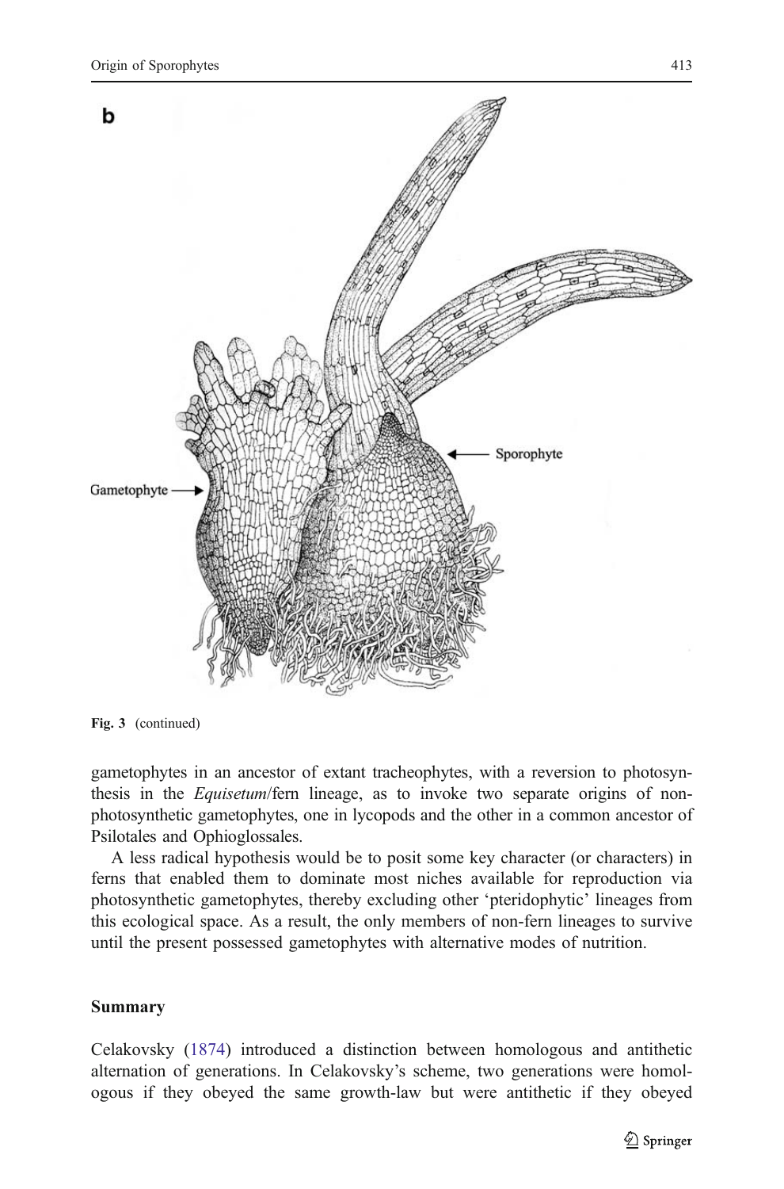Fig. 3 (continued)

gametophytes in an ancestor of extant tracheophytes, with a reversion to photosynthesis in the *Equisetum*/fern lineage, as to invoke two separate origins of non-photosynthetic gametophytes, one in lycopods and the other in a common ancestor of Psilotales and Ophioglossales.

A less radical hypothesis would be to posit some key character (or characters) in ferns that enabled them to dominate most niches available for reproduction via photosynthetic gametophytes, thereby excluding other 'pteridophytic' lineages from this ecological space. As a result, the only members of non-fern lineages to survive until the present possessed gametophytes with alternative modes of nutrition.

## Summary

Celakovsky (1874) introduced a distinction between homologous and antithetic alternation of generations. In Celakovsky's scheme, two generations were homologous if they obeyed the same growth-law but were antithetic if they obeyed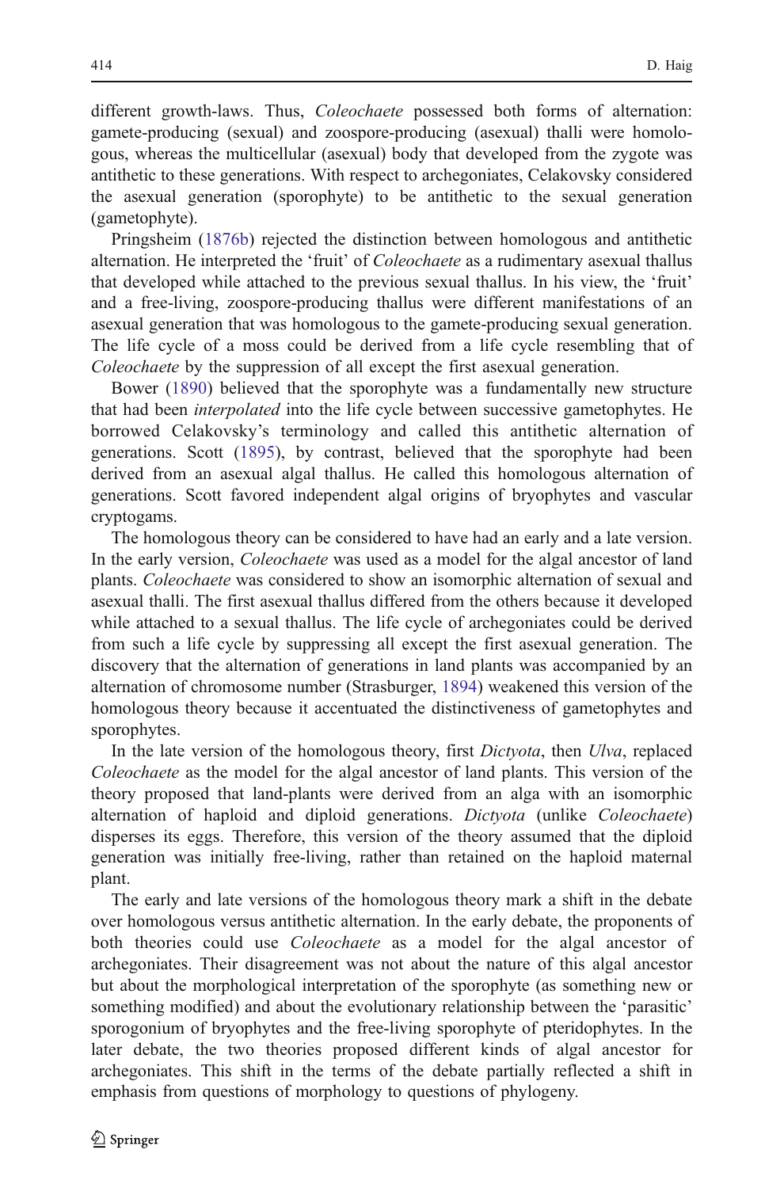different growth-laws. Thus, *Coleochaete* possessed both forms of alternation: gamete-producing (sexual) and zoospore-producing (asexual) thalli were homologous, whereas the multicellular (asexual) body that developed from the zygote was antithetic to these generations. With respect to archegoniates, Celakovsky considered the asexual generation (sporophyte) to be antithetic to the sexual generation (gametophyte).

Pringsheim (1876b) rejected the distinction between homologous and antithetic alternation. He interpreted the 'fruit' of *Coleochaete* as a rudimentary asexual thallus that developed while attached to the previous sexual thallus. In his view, the 'fruit' and a free-living, zoospore-producing thallus were different manifestations of an asexual generation that was homologous to the gamete-producing sexual generation. The life cycle of a moss could be derived from a life cycle resembling that of *Coleochaete* by the suppression of all except the first asexual generation.

Bower (1890) believed that the sporophyte was a fundamentally new structure that had been *interpolated* into the life cycle between successive gametophytes. He borrowed Celakovsky's terminology and called this antithetic alternation of generations. Scott (1895), by contrast, believed that the sporophyte had been derived from an asexual algal thallus. He called this homologous alternation of generations. Scott favored independent algal origins of bryophytes and vascular cryptogams.

The homologous theory can be considered to have had an early and a late version. In the early version, *Coleochaete* was used as a model for the algal ancestor of land plants. *Coleochaete* was considered to show an isomorphic alternation of sexual and asexual thalli. The first asexual thallus differed from the others because it developed while attached to a sexual thallus. The life cycle of archegoniates could be derived from such a life cycle by suppressing all except the first asexual generation. The discovery that the alternation of generations in land plants was accompanied by an alternation of chromosome number (Strasburger, 1894) weakened this version of the homologous theory because it accentuated the distinctiveness of gametophytes and sporophytes.

In the late version of the homologous theory, first *Dictyota*, then *Ulva*, replaced *Coleochaete* as the model for the algal ancestor of land plants. This version of the theory proposed that land-plants were derived from an alga with an isomorphic alternation of haploid and diploid generations. *Dictyota* (unlike *Coleochaete*) disperses its eggs. Therefore, this version of the theory assumed that the diploid generation was initially free-living, rather than retained on the haploid maternal plant.

The early and late versions of the homologous theory mark a shift in the debate over homologous versus antithetic alternation. In the early debate, the proponents of both theories could use *Coleochaete* as a model for the algal ancestor of archegoniates. Their disagreement was not about the nature of this algal ancestor but about the morphological interpretation of the sporophyte (as something new or something modified) and about the evolutionary relationship between the 'parasitic' sporogonium of bryophytes and the free-living sporophyte of pteridophytes. In the later debate, the two theories proposed different kinds of algal ancestor for archegoniates. This shift in the terms of the debate partially reflected a shift in emphasis from questions of morphology to questions of phylogeny.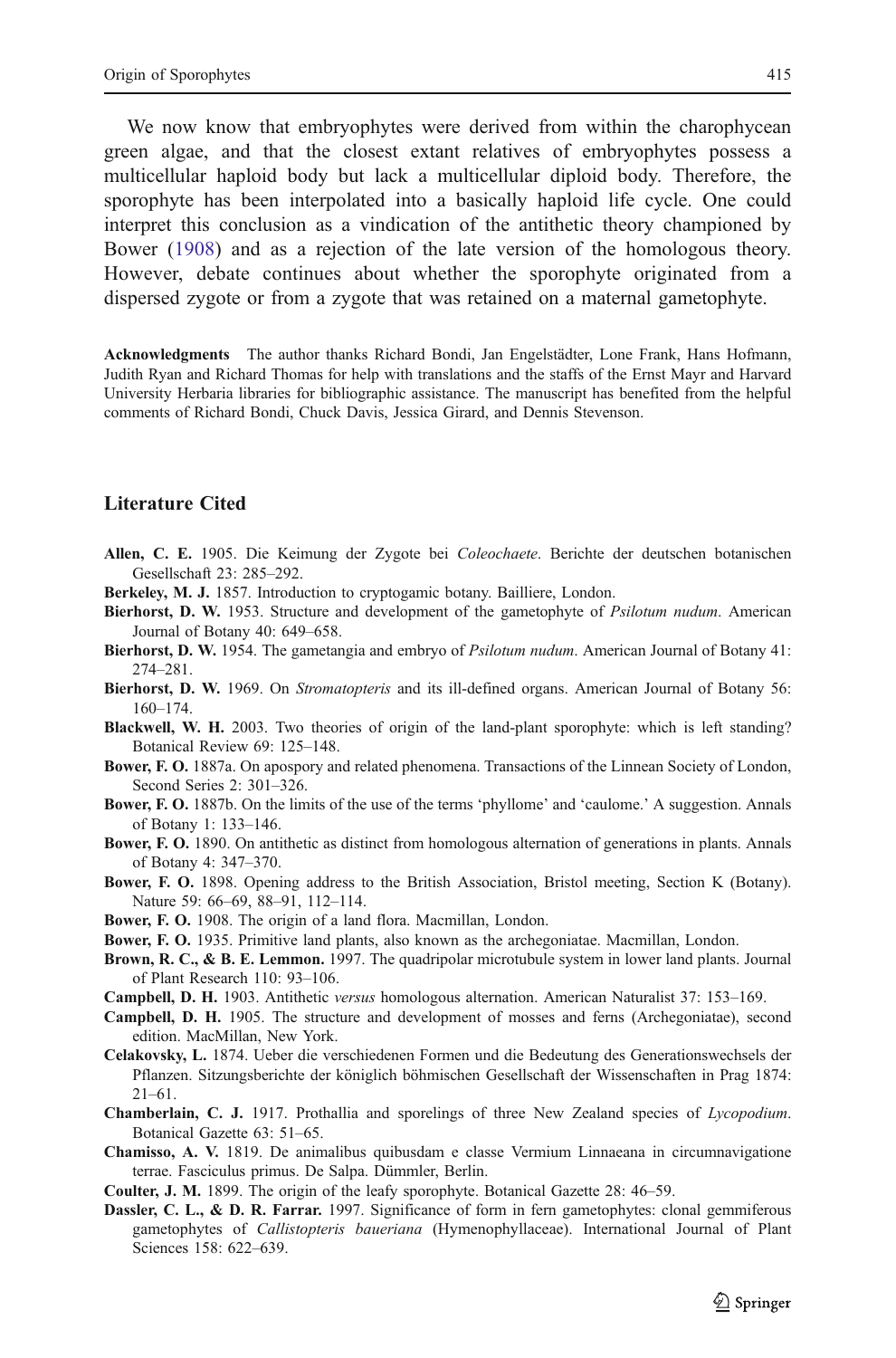We now know that embryophytes were derived from within the charophycean green algae, and that the closest extant relatives of embryophytes possess a multicellular haploid body but lack a multicellular diploid body. Therefore, the sporophyte has been interpolated into a basically haploid life cycle. One could interpret this conclusion as a vindication of the antithetic theory championed by Bower (1908) and as a rejection of the late version of the homologous theory. However, debate continues about whether the sporophyte originated from a dispersed zygote or from a zygote that was retained on a maternal gametophyte.

**Acknowledgments** The author thanks Richard Bondi, Jan Engelstädter, Lone Frank, Hans Hofmann, Judith Ryan and Richard Thomas for help with translations and the staffs of the Ernst Mayr and Harvard University Herbaria libraries for bibliographic assistance. The manuscript has benefited from the helpful comments of Richard Bondi, Chuck Davis, Jessica Girard, and Dennis Stevenson.

## Literature Cited

**Allen, C. E.** 1905. Die Keimung der Zygote bei *Coleochaete*. Berichte der deutschen botanischen Gesellschaft 23: 285–292.

**Berkeley, M. J.** 1857. Introduction to cryptogamic botany. Bailliere, London.

**Bierhorst, D. W.** 1953. Structure and development of the gametophyte of *Psilotum nudum*. American Journal of Botany 40: 649–658.

**Bierhorst, D. W.** 1954. The gametangia and embryo of *Psilotum nudum*. American Journal of Botany 41: 274–281.

**Bierhorst, D. W.** 1969. On *Stromatopteris* and its ill-defined organs. American Journal of Botany 56: 160–174.

**Blackwell, W. H.** 2003. Two theories of origin of the land-plant sporophyte: which is left standing? Botanical Review 69: 125–148.

**Bower, F. O.** 1887a. On apospory and related phenomena. Transactions of the Linnean Society of London, Second Series 2: 301–326.

**Bower, F. O.** 1887b. On the limits of the use of the terms 'phyllome' and 'caulome.' A suggestion. Annals of Botany 1: 133–146.

**Bower, F. O.** 1890. On antithetic as distinct from homologous alternation of generations in plants. Annals of Botany 4: 347–370.

**Bower, F. O.** 1898. Opening address to the British Association, Bristol meeting, Section K (Botany). Nature 59: 66–69, 88–91, 112–114.

**Bower, F. O.** 1908. The origin of a land flora. Macmillan, London.

**Bower, F. O.** 1935. Primitive land plants, also known as the archegoniatae. Macmillan, London.

**Brown, R. C., & B. E. Lemmon.** 1997. The quadripolar microtubule system in lower land plants. Journal of Plant Research 110: 93–106.

**Campbell, D. H.** 1903. Antithetic *versus* homologous alternation. American Naturalist 37: 153–169.

**Campbell, D. H.** 1905. The structure and development of mosses and ferns (Archegoniatae), second edition. MacMillan, New York.

**Celakovsky, L.** 1874. Ueber die verschiedenen Formen und die Bedeutung des Generationswechsels der Pflanzen. Sitzungsberichte der königlich böhmischen Gesellschaft der Wissenschaften in Prag 1874: 21–61.

**Chamberlain, C. J.** 1917. Prothallia and sporelings of three New Zealand species of *Lycopodium*. Botanical Gazette 63: 51–65.

**Chamisso, A. V.** 1819. De animalibus quibusdam e classe Vermium Linnaeana in circumnavigatione terrae. Fasciculus primus. De Salpa. Dümmler, Berlin.

**Coulter, J. M.** 1899. The origin of the leafy sporophyte. Botanical Gazette 28: 46–59.

**Dassler, C. L., & D. R. Farrar.** 1997. Significance of form in fern gametophytes: clonal gemmiferous gametophytes of *Callistopteris baueriana* (Hymenophyllaceae). International Journal of Plant Sciences 158: 622–639.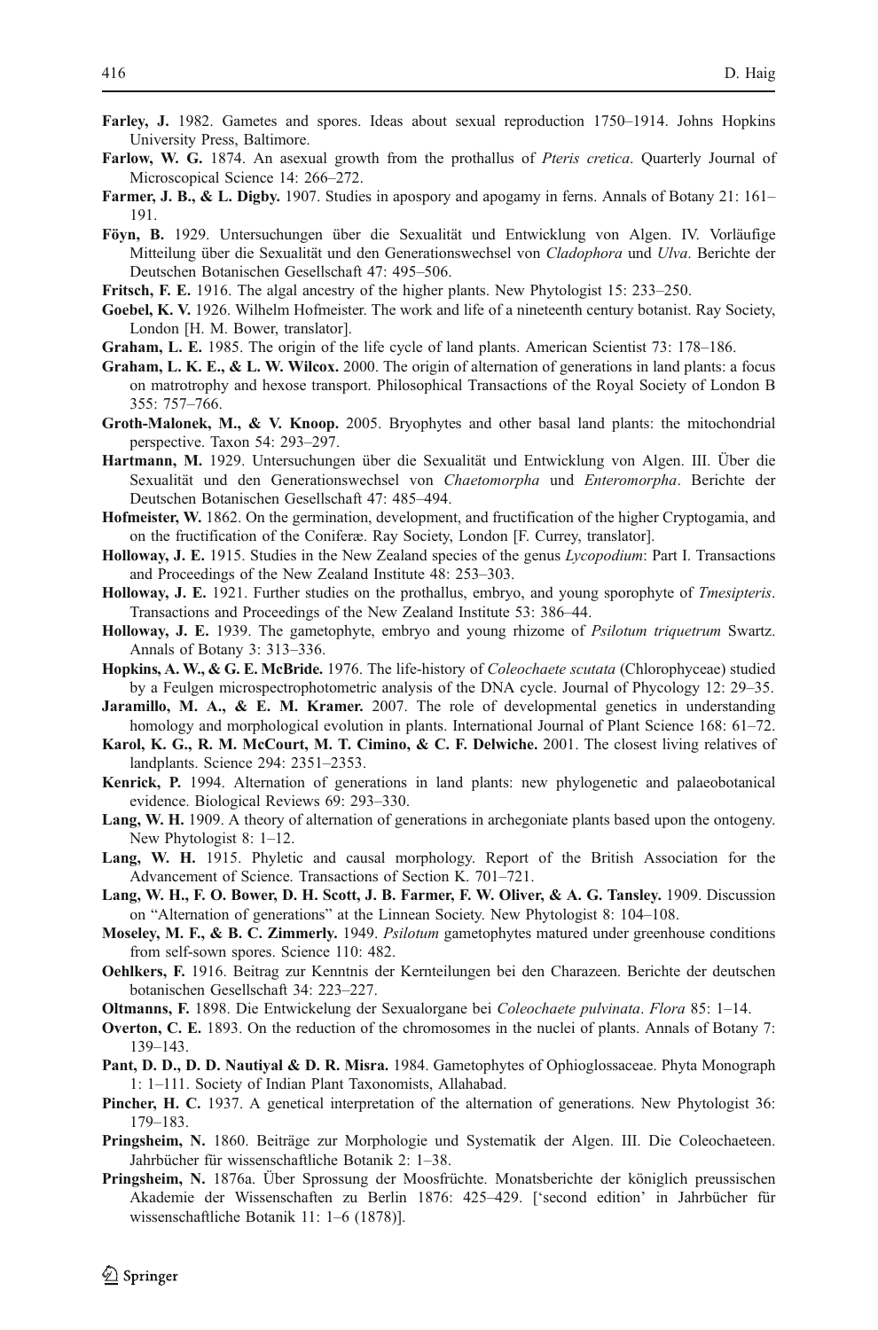**Farley, J.** 1982. Gametes and spores. Ideas about sexual reproduction 1750–1914. Johns Hopkins University Press, Baltimore.

**Farlow, W. G.** 1874. An asexual growth from the prothallus of *Pteris cretica*. Quarterly Journal of Microscopical Science 14: 266–272.

**Farmer, J. B., & L. Digby.** 1907. Studies in apospory and apogamy in ferns. Annals of Botany 21: 161–191.

**Föyn, B.** 1929. Untersuchungen über die Sexualität und Entwicklung von Algen. IV. Vorläufige Mitteilung über die Sexualität und den Generationswechsel von *Cladophora* und *Ulva*. Berichte der Deutschen Botanischen Gesellschaft 47: 495–506.

**Fritsch, F. E.** 1916. The algal ancestry of the higher plants. New Phytologist 15: 233–250.

**Goebel, K. V.** 1926. Wilhelm Hofmeister. The work and life of a nineteenth century botanist. Ray Society, London [H. M. Bower, translator].

**Graham, L. E.** 1985. The origin of the life cycle of land plants. American Scientist 73: 178–186.

**Graham, L. K. E., & L. W. Wilcox.** 2000. The origin of alternation of generations in land plants: a focus on matrotrophy and hexose transport. Philosophical Transactions of the Royal Society of London B 355: 757–766.

**Groth-Malonek, M., & V. Knoop.** 2005. Bryophytes and other basal land plants: the mitochondrial perspective. Taxon 54: 293–297.

**Hartmann, M.** 1929. Untersuchungen über die Sexualität und Entwicklung von Algen. III. Über die Sexualität und den Generationswechsel von *Chaetomorpha* und *Enteromorpha*. Berichte der Deutschen Botanischen Gesellschaft 47: 485–494.

**Hofmeister, W.** 1862. On the germination, development, and fructification of the higher Cryptogamia, and on the fructification of the Coniferæ. Ray Society, London [F. Currey, translator].

**Holloway, J. E.** 1915. Studies in the New Zealand species of the genus *Lycopodium*: Part I. Transactions and Proceedings of the New Zealand Institute 48: 253–303.

**Holloway, J. E.** 1921. Further studies on the prothallus, embryo, and young sporophyte of *Tmesipteris*. Transactions and Proceedings of the New Zealand Institute 53: 386–44.

**Holloway, J. E.** 1939. The gametophyte, embryo and young rhizome of *Psilotum triquetrum* Swartz. Annals of Botany 3: 313–336.

**Hopkins, A. W., & G. E. McBride.** 1976. The life-history of *Coleochaete scutata* (Chlorophyceae) studied by a Feulgen microspectrophotometric analysis of the DNA cycle. Journal of Phycology 12: 29–35.

**Jaramillo, M. A., & E. M. Kramer.** 2007. The role of developmental genetics in understanding homology and morphological evolution in plants. International Journal of Plant Science 168: 61–72.

**Karol, K. G., R. M. McCourt, M. T. Cimino, & C. F. Delwiche.** 2001. The closest living relatives of landplants. Science 294: 2351–2353.

**Kenrick, P.** 1994. Alternation of generations in land plants: new phylogenetic and palaeobotanical evidence. Biological Reviews 69: 293–330.

**Lang, W. H.** 1909. A theory of alternation of generations in archegoniate plants based upon the ontogeny. New Phytologist 8: 1–12.

**Lang, W. H.** 1915. Phyletic and causal morphology. Report of the British Association for the Advancement of Science. Transactions of Section K. 701–721.

**Lang, W. H., F. O. Bower, D. H. Scott, J. B. Farmer, F. W. Oliver, & A. G. Tansley.** 1909. Discussion on "Alternation of generations" at the Linnean Society. New Phytologist 8: 104–108.

**Moseley, M. F., & B. C. Zimmerly.** 1949. *Psilotum* gametophytes matured under greenhouse conditions from self-sown spores. Science 110: 482.

**Oehlkers, F.** 1916. Beitrag zur Kenntnis der Kernteilungen bei den Charazeen. Berichte der deutschen botanischen Gesellschaft 34: 223–227.

**Oltmanns, F.** 1898. Die Entwickelung der Sexualorgane bei *Coleochaete pulvinata*. *Flora* 85: 1–14.

**Overton, C. E.** 1893. On the reduction of the chromosomes in the nuclei of plants. Annals of Botany 7: 139–143.

**Pant, D. D., D. D. Nautiyal & D. R. Misra.** 1984. Gametophytes of Ophioglossaceae. Phyta Monograph 1: 1–111. Society of Indian Plant Taxonomists, Allahabad.

**Pincher, H. C.** 1937. A genetical interpretation of the alternation of generations. New Phytologist 36: 179–183.

**Pringsheim, N.** 1860. Beiträge zur Morphologie und Systematik der Algen. III. Die Coleochaeteen. Jahrbücher für wissenschaftliche Botanik 2: 1–38.

**Pringsheim, N.** 1876a. Über Sprossung der Moosfrüchte. Monatsberichte der königlich preussischen Akademie der Wissenschaften zu Berlin 1876: 425–429. ['second edition' in Jahrbücher für wissenschaftliche Botanik 11: 1–6 (1878)].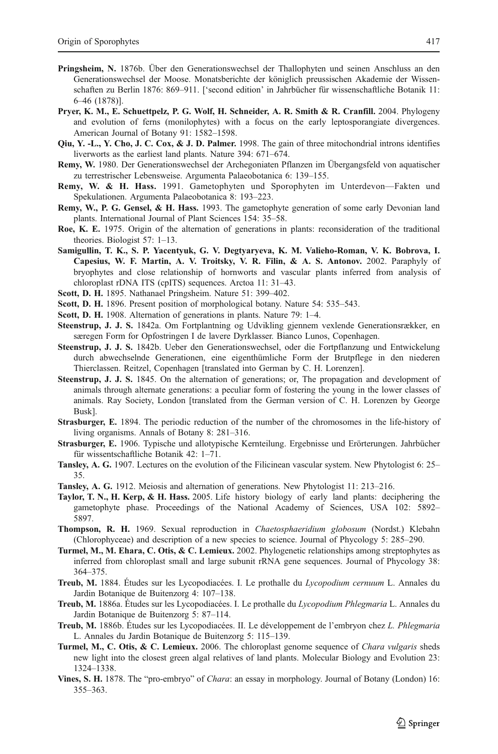**Pringsheim, N.** 1876b. Über den Generationswechsel der Thallophyten und seinen Anschluss an den Generationswechsel der Moose. Monatsberichte der königlich preussischen Akademie der Wissenschaften zu Berlin 1876: 869–911. ['second edition' in Jahrbücher für wissenschaftliche Botanik 11: 6–46 (1878)].

**Pryer, K. M., E. Schuettpelz, P. G. Wolf, H. Schneider, A. R. Smith & R. Cranfill.** 2004. Phylogeny and evolution of ferns (monilophytes) with a focus on the early leptosporangiate divergences. American Journal of Botany 91: 1582–1598.

**Qiu, Y. -L., Y. Cho, J. C. Cox, & J. D. Palmer.** 1998. The gain of three mitochondrial introns identifies liverworts as the earliest land plants. Nature 394: 671–674.

**Remy, W.** 1980. Der Generationswechsel der Archegoniaten Pflanzen im Übergangsfeld von aquatischer zu terrestrischer Lebensweise. Argumenta Palaeobotanica 6: 139–155.

**Remy, W. & H. Hass.** 1991. Gametophyten und Sporophyten im Unterdevon—Fakten und Spekulationen. Argumenta Palaeobotanica 8: 193–223.

**Remy, W., P. G. Gensel, & H. Hass.** 1993. The gametophyte generation of some early Devonian land plants. International Journal of Plant Sciences 154: 35–58.

**Roe, K. E.** 1975. Origin of the alternation of generations in plants: reconsideration of the traditional theories. Biologist 57: 1–13.

**Samigullin, T. K., S. P. Yacentyuk, G. V. Degtyaryeva, K. M. Valieho-Roman, V. K. Bobrova, I. Capesius, W. F. Martin, A. V. Troitsky, V. R. Filin, & A. S. Antonov.** 2002. Paraphyly of bryophytes and close relationship of hornworts and vascular plants inferred from analysis of chloroplast rDNA ITS (cpITS) sequences. Arctoa 11: 31–43.

**Scott, D. H.** 1895. Nathanael Pringsheim. Nature 51: 399–402.

**Scott, D. H.** 1896. Present position of morphological botany. Nature 54: 535–543.

**Scott, D. H.** 1908. Alternation of generations in plants. Nature 79: 1–4.

**Steenstrup, J. J. S.** 1842a. Om Fortplantning og Udvikling gjennem vexlende Generationsrækker, en særegen Form for Opfostringen I de lavere Dyrklasser. Bianco Lunos, Copenhagen.

**Steenstrup, J. J. S.** 1842b. Ueber den Generationswechsel, oder die Fortpflanzung und Entwickelung durch abwechselnde Generationen, eine eigenthümliche Form der Brutpflege in den niederen Thierclassen. Reitzel, Copenhagen [translated into German by C. H. Lorenzen].

**Steenstrup, J. J. S.** 1845. On the alternation of generations; or, The propagation and development of animals through alternate generations: a peculiar form of fostering the young in the lower classes of animals. Ray Society, London [translated from the German version of C. H. Lorenzen by George Busk].

**Strasburger, E.** 1894. The periodic reduction of the number of the chromosomes in the life-history of living organisms. Annals of Botany 8: 281–316.

**Strasburger, E.** 1906. Typische und allotypische Kernteilung. Ergebnisse und Erörterungen. Jahrbücher für wissentschaftliche Botanik 42: 1–71.

**Tansley, A. G.** 1907. Lectures on the evolution of the Filicinean vascular system. New Phytologist 6: 25–35.

**Tansley, A. G.** 1912. Meiosis and alternation of generations. New Phytologist 11: 213–216.

**Taylor, T. N., H. Kerp, & H. Hass.** 2005. Life history biology of early land plants: deciphering the gametophyte phase. Proceedings of the National Academy of Sciences, USA 102: 5892–5897.

**Thompson, R. H.** 1969. Sexual reproduction in *Chaetosphaeridium globosum* (Nordst.) Klebahn (Chlorophyceae) and description of a new species to science. Journal of Phycology 5: 285–290.

**Turmel, M., M. Ehara, C. Otis, & C. Lemieux.** 2002. Phylogenetic relationships among streptophytes as inferred from chloroplast small and large subunit rRNA gene sequences. Journal of Phycology 38: 364–375.

**Treub, M.** 1884. Études sur les Lycopodiacées. I. Le prothalle du *Lycopodium cernuum* L. Annales du Jardin Botanique de Buitenzorg 4: 107–138.

**Treub, M.** 1886a. Études sur les Lycopodiacées. I. Le prothalle du *Lycopodium Phlegmaria* L. Annales du Jardin Botanique de Buitenzorg 5: 87–114.

**Treub, M.** 1886b. Études sur les Lycopodiacées. II. Le développement de l'embryon chez *L. Phlegmaria* L. Annales du Jardin Botanique de Buitenzorg 5: 115–139.

**Turmel, M., C. Otis, & C. Lemieux.** 2006. The chloroplast genome sequence of *Chara vulgaris* sheds new light into the closest green algal relatives of land plants. Molecular Biology and Evolution 23: 1324–1338.

**Vines, S. H.** 1878. The "pro-embryo" of *Chara*: an essay in morphology. Journal of Botany (London) 16: 355–363.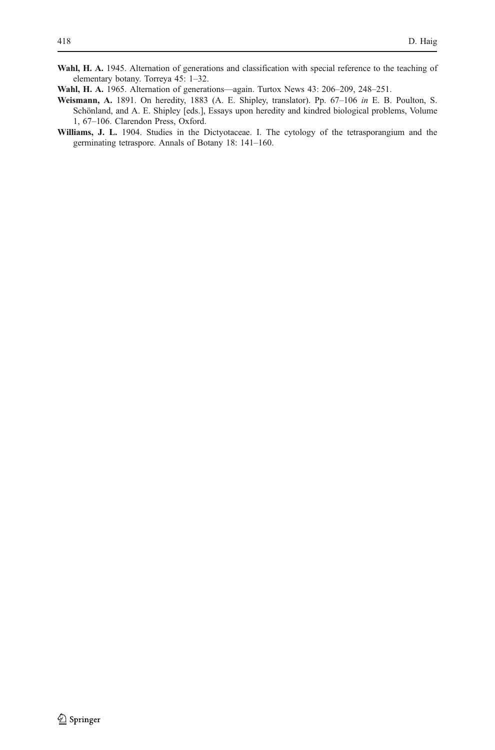**Wahl, H. A.** 1945. Alternation of generations and classification with special reference to the teaching of elementary botany. Torreya 45: 1–32.

**Wahl, H. A.** 1965. Alternation of generations—again. Turtox News 43: 206–209, 248–251.

**Weismann, A.** 1891. On heredity, 1883 (A. E. Shipley, translator). Pp. 67–106 *in* E. B. Poulton, S. Schönland, and A. E. Shipley [eds.], Essays upon heredity and kindred biological problems, Volume 1, 67–106. Clarendon Press, Oxford.

**Williams, J. L.** 1904. Studies in the Dictyotaceae. I. The cytology of the tetrasporangium and the germinating tetraspore. Annals of Botany 18: 141–160.